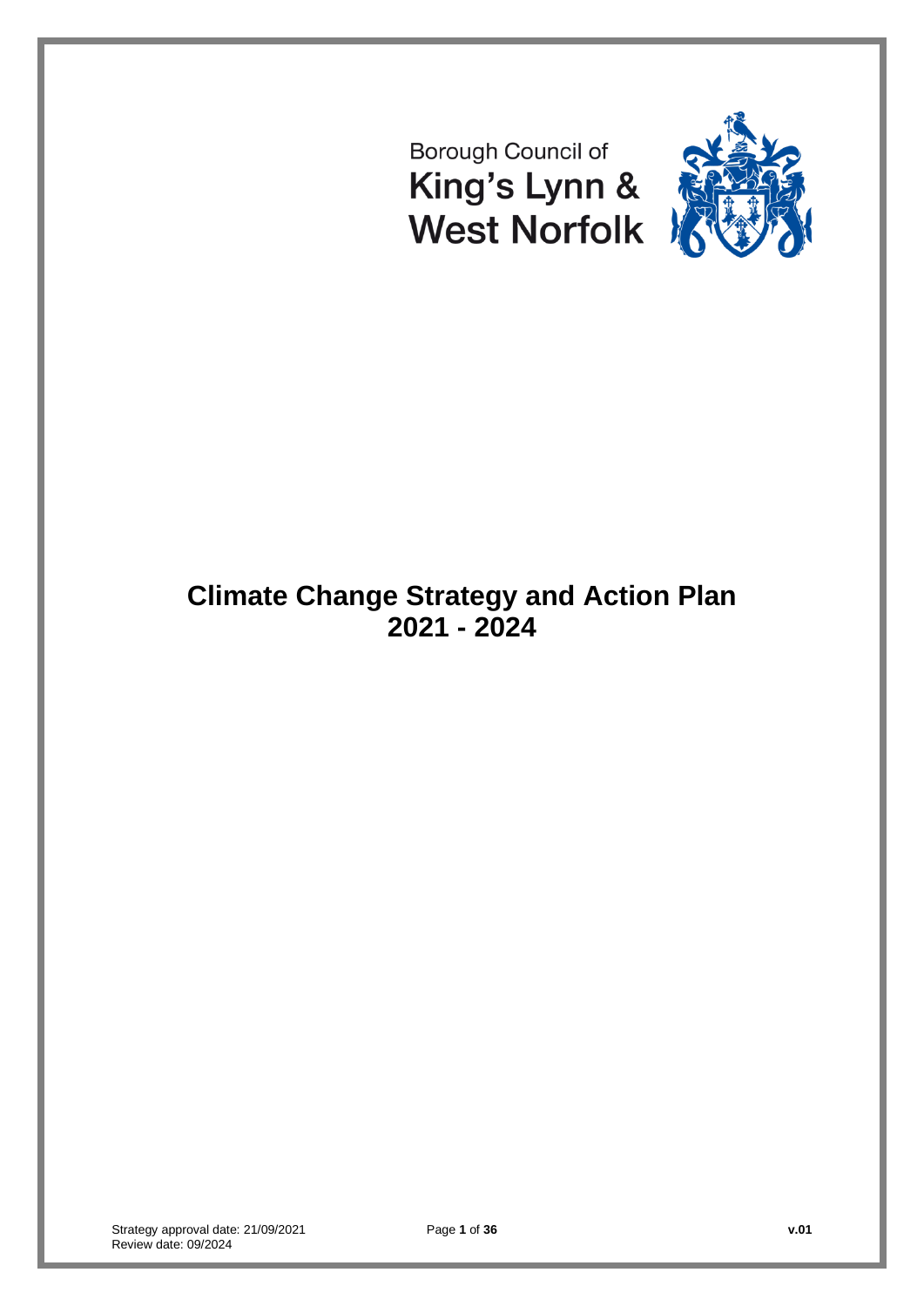Borough Council of
King's Lynn &
West Norfolk

# Climate Change Strategy and Action Plan 2021 - 2024

Strategy approval date: 21/09/2021
Review date: 09/2024

v.01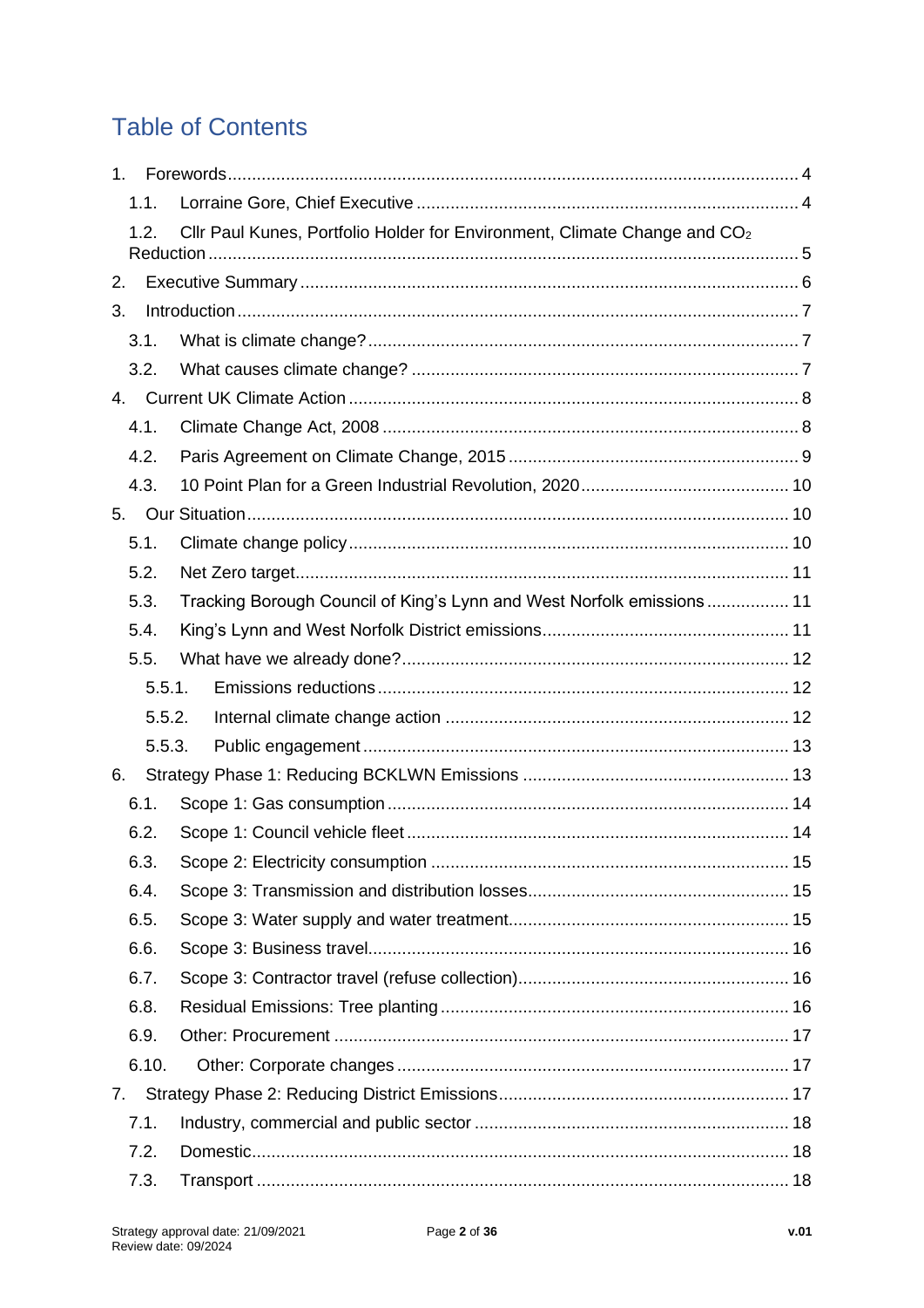# Table of Contents

1. Forewords ..... 4
   - 1.1. Lorraine Gore, Chief Executive ..... 4
   - 1.2. Cllr Paul Kunes, Portfolio Holder for Environment, Climate Change and $CO_2$ Reduction ..... 5
2. Executive Summary ..... 6
3. Introduction ..... 7
   - 3.1. What is climate change? ..... 7
   - 3.2. What causes climate change? ..... 7
4. Current UK Climate Action ..... 8
   - 4.1. Climate Change Act, 2008 ..... 8
   - 4.2. Paris Agreement on Climate Change, 2015 ..... 9
   - 4.3. 10 Point Plan for a Green Industrial Revolution, 2020 ..... 10
5. Our Situation ..... 10
   - 5.1. Climate change policy ..... 10
   - 5.2. Net Zero target ..... 11
   - 5.3. Tracking Borough Council of King's Lynn and West Norfolk emissions ..... 11
   - 5.4. King's Lynn and West Norfolk District emissions ..... 11
   - 5.5. What have we already done? ..... 12
     - 5.5.1. Emissions reductions ..... 12
     - 5.5.2. Internal climate change action ..... 12
     - 5.5.3. Public engagement ..... 13
6. Strategy Phase 1: Reducing BCKLWN Emissions ..... 13
   - 6.1. Scope 1: Gas consumption ..... 14
   - 6.2. Scope 1: Council vehicle fleet ..... 14
   - 6.3. Scope 2: Electricity consumption ..... 15
   - 6.4. Scope 3: Transmission and distribution losses ..... 15
   - 6.5. Scope 3: Water supply and water treatment ..... 15
   - 6.6. Scope 3: Business travel ..... 16
   - 6.7. Scope 3: Contractor travel (refuse collection) ..... 16
   - 6.8. Residual Emissions: Tree planting ..... 16
   - 6.9. Other: Procurement ..... 17
   - 6.10. Other: Corporate changes ..... 17
7. Strategy Phase 2: Reducing District Emissions ..... 17
   - 7.1. Industry, commercial and public sector ..... 18
   - 7.2. Domestic ..... 18
   - 7.3. Transport ..... 18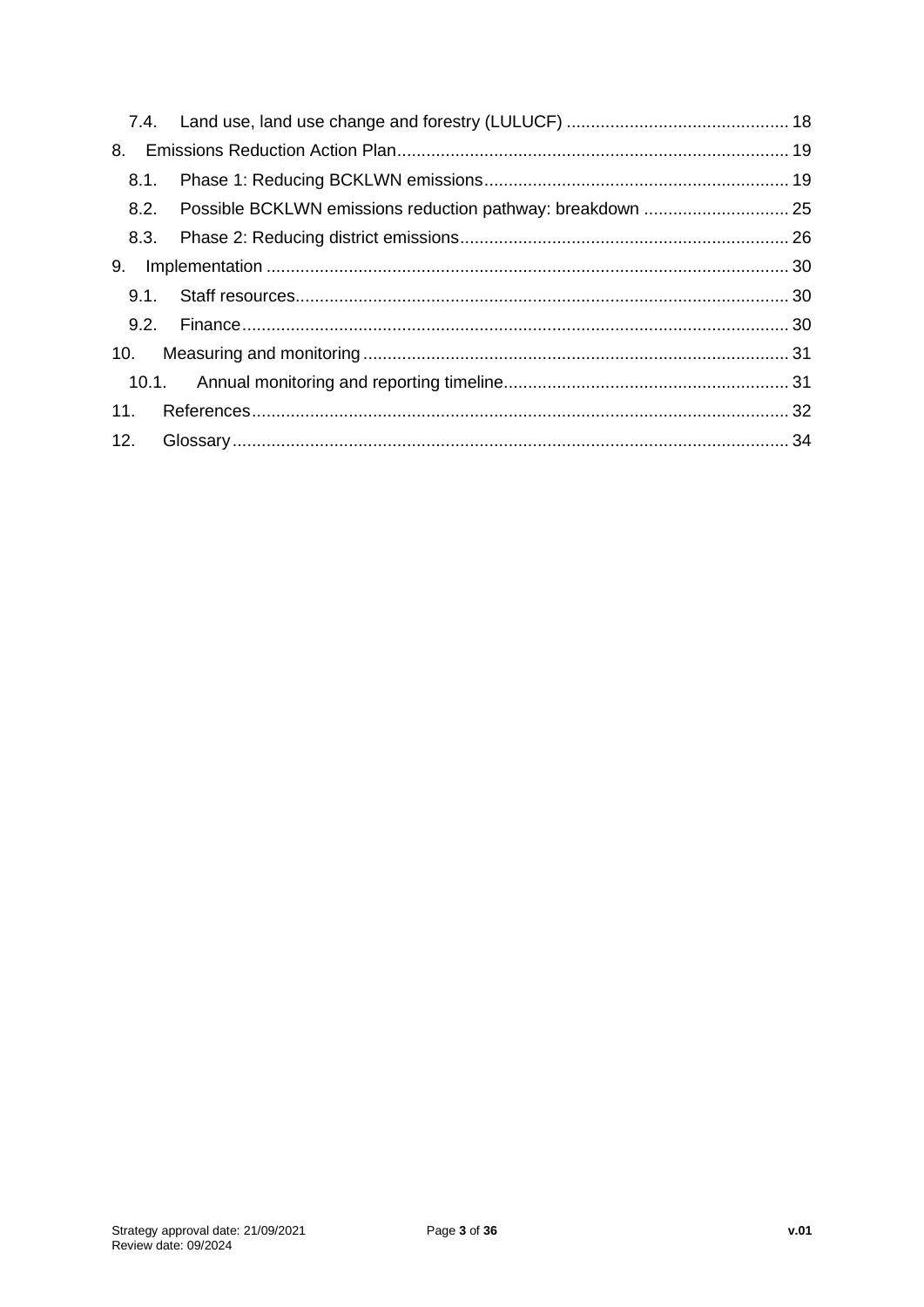7.4. Land use, land use change and forestry (LULUCF) ............................................ 18

8. Emissions Reduction Action Plan................................................................................ 19

8.1. Phase 1: Reducing BCKLWN emissions.............................................................. 19

8.2. Possible BCKLWN emissions reduction pathway: breakdown .............................. 25

8.3. Phase 2: Reducing district emissions.................................................................... 26

9. Implementation ........................................................................................................... 30

9.1. Staff resources..................................................................................................... 30

9.2. Finance................................................................................................................ 30

10. Measuring and monitoring ....................................................................................... 31

10.1. Annual monitoring and reporting timeline........................................................... 31

11. References.............................................................................................................. 32

12. Glossary.................................................................................................................. 34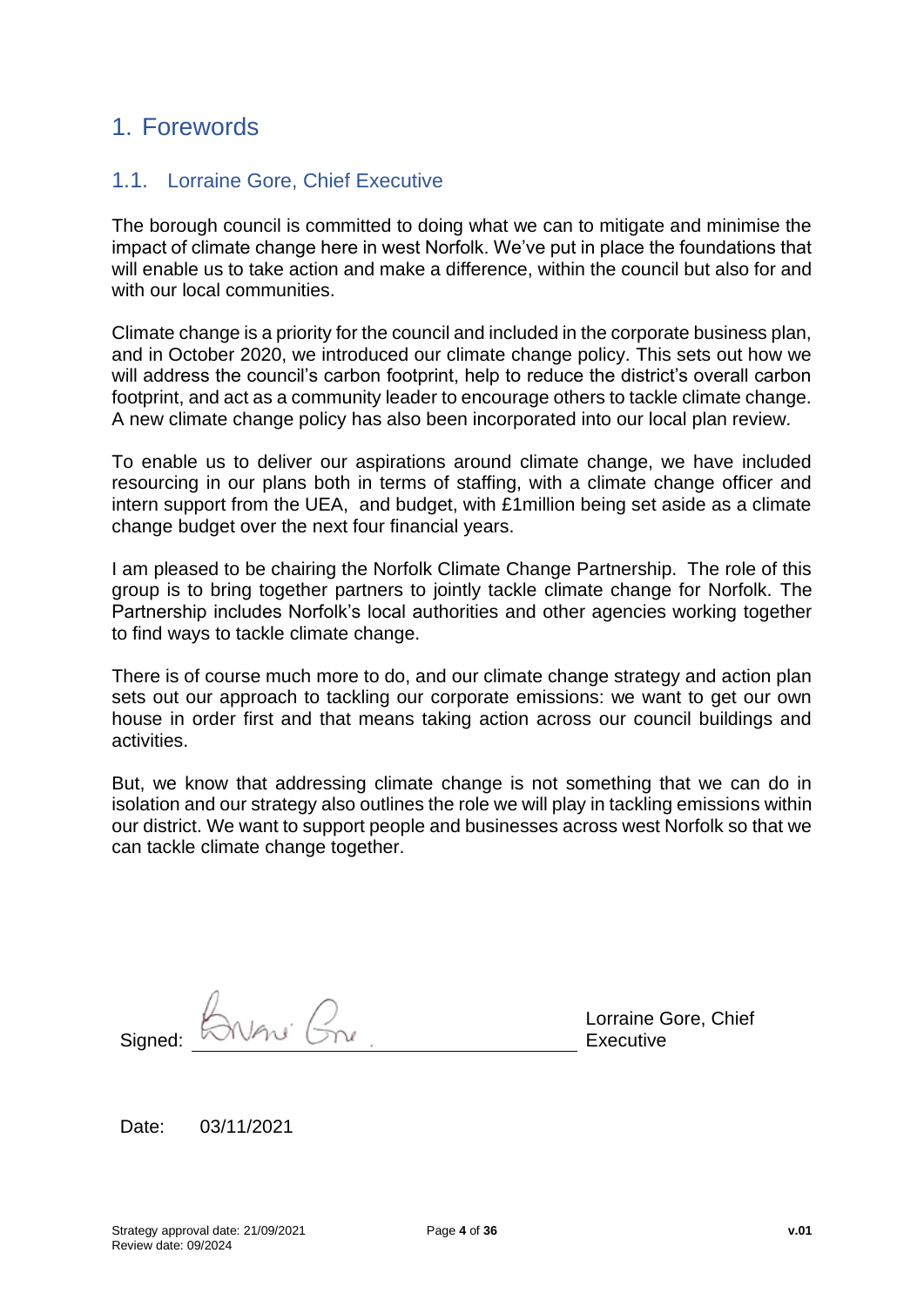# 1. Forewords

## 1.1. Lorraine Gore, Chief Executive

The borough council is committed to doing what we can to mitigate and minimise the impact of climate change here in west Norfolk. We've put in place the foundations that will enable us to take action and make a difference, within the council but also for and with our local communities.

Climate change is a priority for the council and included in the corporate business plan, and in October 2020, we introduced our climate change policy. This sets out how we will address the council's carbon footprint, help to reduce the district's overall carbon footprint, and act as a community leader to encourage others to tackle climate change. A new climate change policy has also been incorporated into our local plan review.

To enable us to deliver our aspirations around climate change, we have included resourcing in our plans both in terms of staffing, with a climate change officer and intern support from the UEA, and budget, with £1million being set aside as a climate change budget over the next four financial years.

I am pleased to be chairing the Norfolk Climate Change Partnership. The role of this group is to bring together partners to jointly tackle climate change for Norfolk. The Partnership includes Norfolk's local authorities and other agencies working together to find ways to tackle climate change.

There is of course much more to do, and our climate change strategy and action plan sets out our approach to tackling our corporate emissions: we want to get our own house in order first and that means taking action across our council buildings and activities.

But, we know that addressing climate change is not something that we can do in isolation and our strategy also outlines the role we will play in tackling emissions within our district. We want to support people and businesses across west Norfolk so that we can tackle climate change together.

Signed: _______________ Lorraine Gore, Chief Executive

Date: 03/11/2021

Strategy approval date: 21/09/2021
Review date: 09/2024
v.01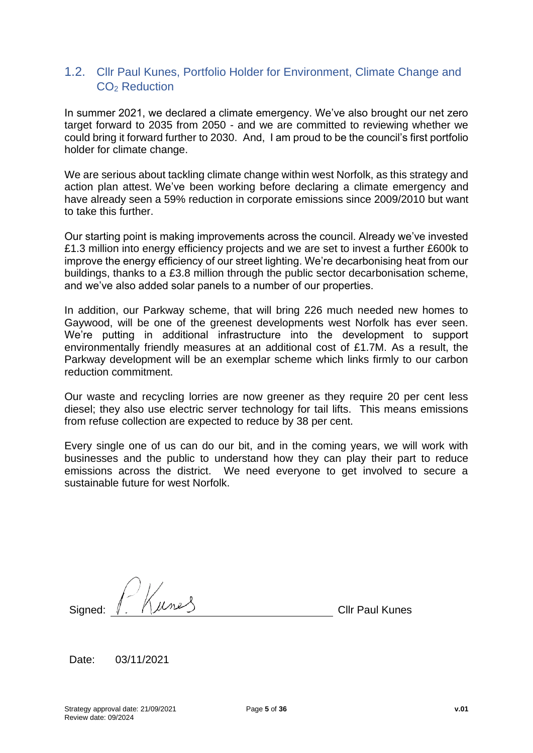## 1.2. Cllr Paul Kunes, Portfolio Holder for Environment, Climate Change and $CO_2$ Reduction

In summer 2021, we declared a climate emergency. We've also brought our net zero target forward to 2035 from 2050 - and we are committed to reviewing whether we could bring it forward further to 2030. And, I am proud to be the council's first portfolio holder for climate change.

We are serious about tackling climate change within west Norfolk, as this strategy and action plan attest. We've been working before declaring a climate emergency and have already seen a 59% reduction in corporate emissions since 2009/2010 but want to take this further.

Our starting point is making improvements across the council. Already we've invested £1.3 million into energy efficiency projects and we are set to invest a further £600k to improve the energy efficiency of our street lighting. We're decarbonising heat from our buildings, thanks to a £3.8 million through the public sector decarbonisation scheme, and we've also added solar panels to a number of our properties.

In addition, our Parkway scheme, that will bring 226 much needed new homes to Gaywood, will be one of the greenest developments west Norfolk has ever seen. We're putting in additional infrastructure into the development to support environmentally friendly measures at an additional cost of £1.7M. As a result, the Parkway development will be an exemplar scheme which links firmly to our carbon reduction commitment.

Our waste and recycling lorries are now greener as they require 20 per cent less diesel; they also use electric server technology for tail lifts. This means emissions from refuse collection are expected to reduce by 38 per cent.

Every single one of us can do our bit, and in the coming years, we will work with businesses and the public to understand how they can play their part to reduce emissions across the district. We need everyone to get involved to secure a sustainable future for west Norfolk.

Signed: P. Kunes Cllr Paul Kunes

Date: 03/11/2021

Strategy approval date: 21/09/2021
Review date: 09/2024

v.01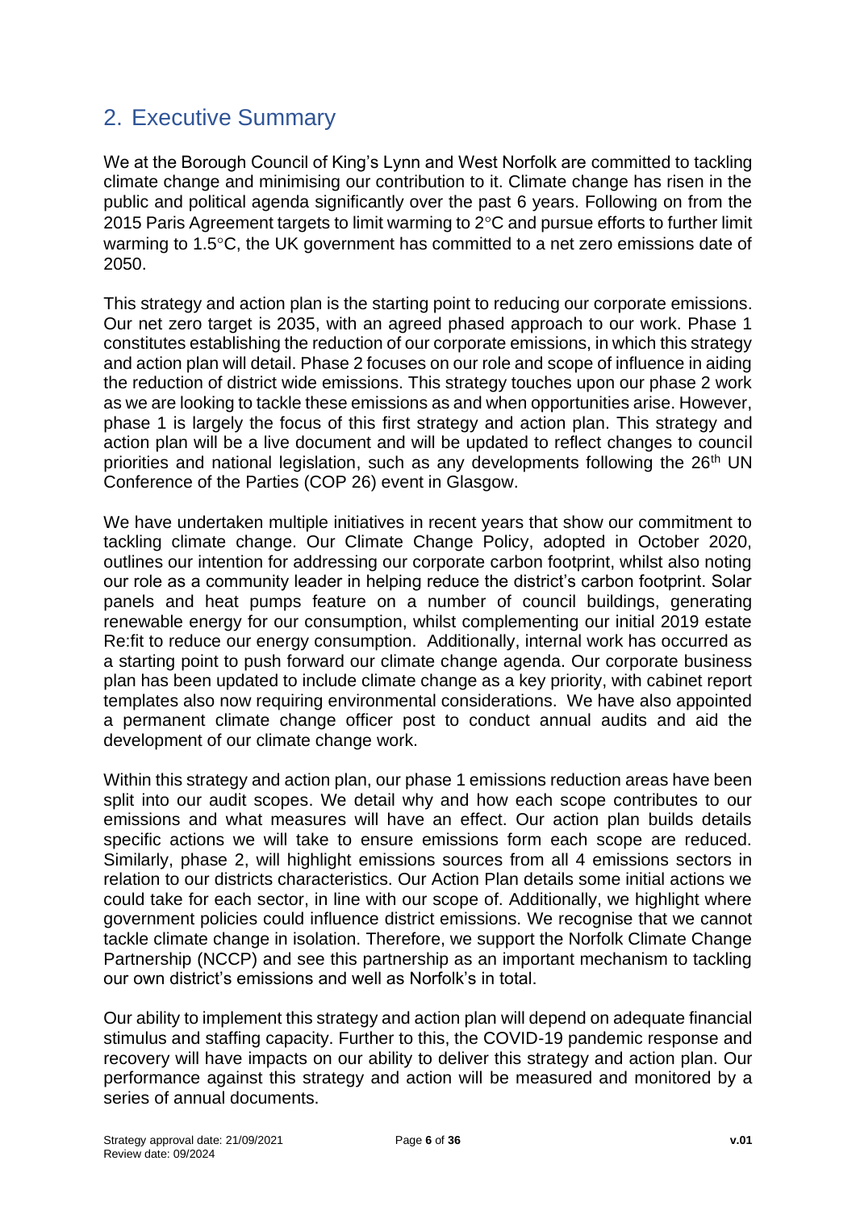## 2. Executive Summary

We at the Borough Council of King's Lynn and West Norfolk are committed to tackling climate change and minimising our contribution to it. Climate change has risen in the public and political agenda significantly over the past 6 years. Following on from the 2015 Paris Agreement targets to limit warming to 2°C and pursue efforts to further limit warming to 1.5°C, the UK government has committed to a net zero emissions date of 2050.

This strategy and action plan is the starting point to reducing our corporate emissions. Our net zero target is 2035, with an agreed phased approach to our work. Phase 1 constitutes establishing the reduction of our corporate emissions, in which this strategy and action plan will detail. Phase 2 focuses on our role and scope of influence in aiding the reduction of district wide emissions. This strategy touches upon our phase 2 work as we are looking to tackle these emissions as and when opportunities arise. However, phase 1 is largely the focus of this first strategy and action plan. This strategy and action plan will be a live document and will be updated to reflect changes to council priorities and national legislation, such as any developments following the 26th UN Conference of the Parties (COP 26) event in Glasgow.

We have undertaken multiple initiatives in recent years that show our commitment to tackling climate change. Our Climate Change Policy, adopted in October 2020, outlines our intention for addressing our corporate carbon footprint, whilst also noting our role as a community leader in helping reduce the district's carbon footprint. Solar panels and heat pumps feature on a number of council buildings, generating renewable energy for our consumption, whilst complementing our initial 2019 estate Re:fit to reduce our energy consumption. Additionally, internal work has occurred as a starting point to push forward our climate change agenda. Our corporate business plan has been updated to include climate change as a key priority, with cabinet report templates also now requiring environmental considerations. We have also appointed a permanent climate change officer post to conduct annual audits and aid the development of our climate change work.

Within this strategy and action plan, our phase 1 emissions reduction areas have been split into our audit scopes. We detail why and how each scope contributes to our emissions and what measures will have an effect. Our action plan builds details specific actions we will take to ensure emissions form each scope are reduced. Similarly, phase 2, will highlight emissions sources from all 4 emissions sectors in relation to our districts characteristics. Our Action Plan details some initial actions we could take for each sector, in line with our scope of. Additionally, we highlight where government policies could influence district emissions. We recognise that we cannot tackle climate change in isolation. Therefore, we support the Norfolk Climate Change Partnership (NCCP) and see this partnership as an important mechanism to tackling our own district's emissions and well as Norfolk's in total.

Our ability to implement this strategy and action plan will depend on adequate financial stimulus and staffing capacity. Further to this, the COVID-19 pandemic response and recovery will have impacts on our ability to deliver this strategy and action plan. Our performance against this strategy and action will be measured and monitored by a series of annual documents.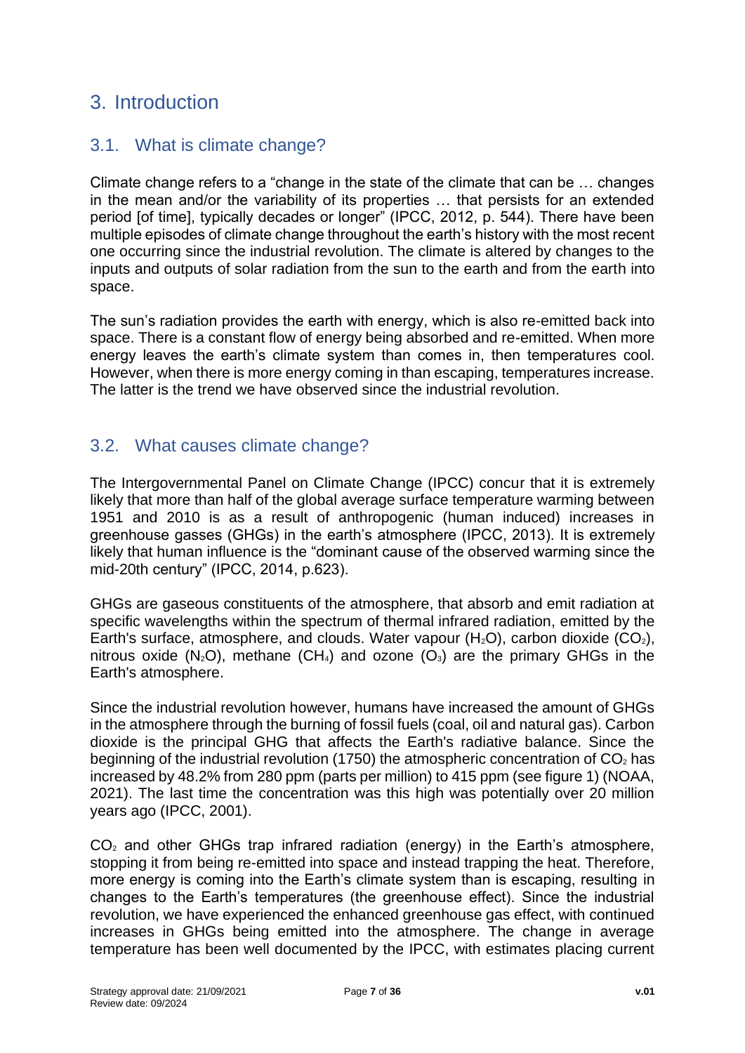# 3. Introduction

## 3.1. What is climate change?

Climate change refers to a "change in the state of the climate that can be … changes in the mean and/or the variability of its properties … that persists for an extended period [of time], typically decades or longer" (IPCC, 2012, p. 544). There have been multiple episodes of climate change throughout the earth's history with the most recent one occurring since the industrial revolution. The climate is altered by changes to the inputs and outputs of solar radiation from the sun to the earth and from the earth into space.

The sun's radiation provides the earth with energy, which is also re-emitted back into space. There is a constant flow of energy being absorbed and re-emitted. When more energy leaves the earth's climate system than comes in, then temperatures cool. However, when there is more energy coming in than escaping, temperatures increase. The latter is the trend we have observed since the industrial revolution.

## 3.2. What causes climate change?

The Intergovernmental Panel on Climate Change (IPCC) concur that it is extremely likely that more than half of the global average surface temperature warming between 1951 and 2010 is as a result of anthropogenic (human induced) increases in greenhouse gasses (GHGs) in the earth's atmosphere (IPCC, 2013). It is extremely likely that human influence is the "dominant cause of the observed warming since the mid-20th century" (IPCC, 2014, p.623).

GHGs are gaseous constituents of the atmosphere, that absorb and emit radiation at specific wavelengths within the spectrum of thermal infrared radiation, emitted by the Earth's surface, atmosphere, and clouds. Water vapour ($H_2O$), carbon dioxide ($CO_2$), nitrous oxide ($N_2O$), methane ($CH_4$) and ozone ($O_3$) are the primary GHGs in the Earth's atmosphere.

Since the industrial revolution however, humans have increased the amount of GHGs in the atmosphere through the burning of fossil fuels (coal, oil and natural gas). Carbon dioxide is the principal GHG that affects the Earth's radiative balance. Since the beginning of the industrial revolution (1750) the atmospheric concentration of $CO_2$ has increased by 48.2% from 280 ppm (parts per million) to 415 ppm (see figure 1) (NOAA, 2021). The last time the concentration was this high was potentially over 20 million years ago (IPCC, 2001).

$CO_2$ and other GHGs trap infrared radiation (energy) in the Earth's atmosphere, stopping it from being re-emitted into space and instead trapping the heat. Therefore, more energy is coming into the Earth's climate system than is escaping, resulting in changes to the Earth's temperatures (the greenhouse effect). Since the industrial revolution, we have experienced the enhanced greenhouse gas effect, with continued increases in GHGs being emitted into the atmosphere. The change in average temperature has been well documented by the IPCC, with estimates placing current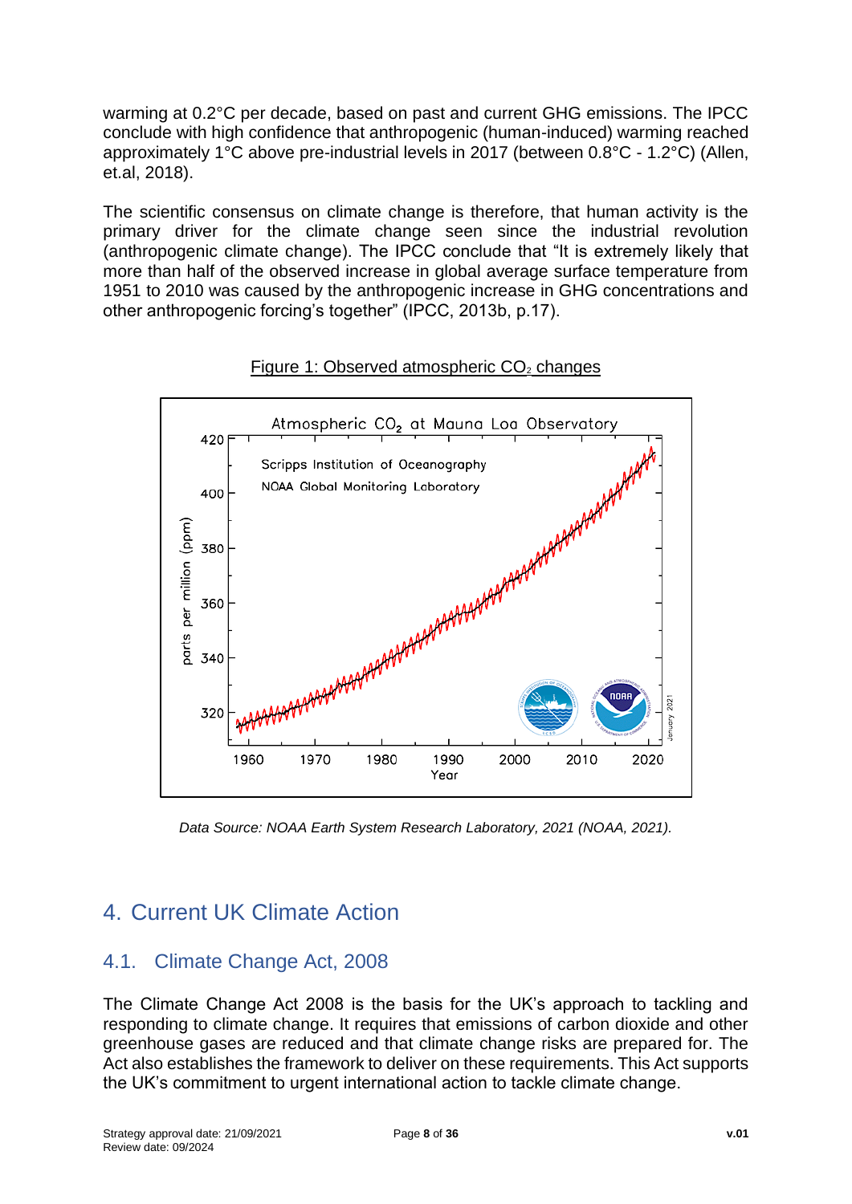warming at 0.2°C per decade, based on past and current GHG emissions. The IPCC conclude with high confidence that anthropogenic (human-induced) warming reached approximately 1°C above pre-industrial levels in 2017 (between 0.8°C - 1.2°C) (Allen, et.al, 2018).

The scientific consensus on climate change is therefore, that human activity is the primary driver for the climate change seen since the industrial revolution (anthropogenic climate change). The IPCC conclude that "It is extremely likely that more than half of the observed increase in global average surface temperature from 1951 to 2010 was caused by the anthropogenic increase in GHG concentrations and other anthropogenic forcing's together" (IPCC, 2013b, p.17).

Figure 1: Observed atmospheric $CO_2$ changes

*Data Source: NOAA Earth System Research Laboratory, 2021 (NOAA, 2021).*

# 4. Current UK Climate Action

## 4.1. Climate Change Act, 2008

The Climate Change Act 2008 is the basis for the UK's approach to tackling and responding to climate change. It requires that emissions of carbon dioxide and other greenhouse gases are reduced and that climate change risks are prepared for. The Act also establishes the framework to deliver on these requirements. This Act supports the UK's commitment to urgent international action to tackle climate change.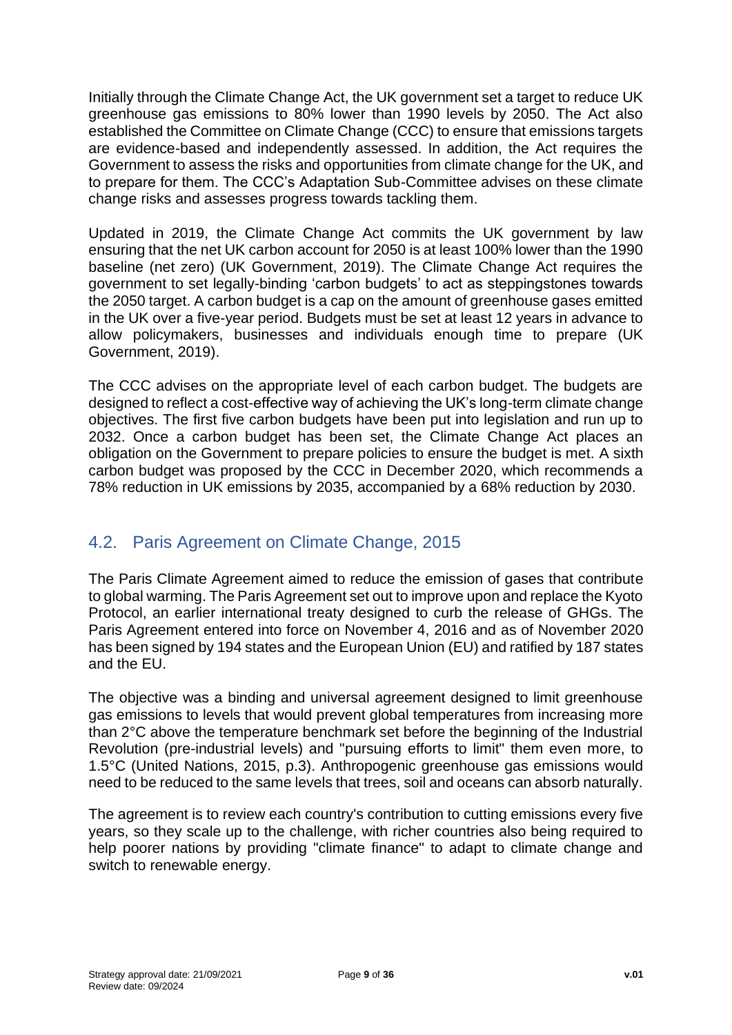Initially through the Climate Change Act, the UK government set a target to reduce UK greenhouse gas emissions to 80% lower than 1990 levels by 2050. The Act also established the Committee on Climate Change (CCC) to ensure that emissions targets are evidence-based and independently assessed. In addition, the Act requires the Government to assess the risks and opportunities from climate change for the UK, and to prepare for them. The CCC's Adaptation Sub-Committee advises on these climate change risks and assesses progress towards tackling them.

Updated in 2019, the Climate Change Act commits the UK government by law ensuring that the net UK carbon account for 2050 is at least 100% lower than the 1990 baseline (net zero) (UK Government, 2019). The Climate Change Act requires the government to set legally-binding 'carbon budgets' to act as steppingstones towards the 2050 target. A carbon budget is a cap on the amount of greenhouse gases emitted in the UK over a five-year period. Budgets must be set at least 12 years in advance to allow policymakers, businesses and individuals enough time to prepare (UK Government, 2019).

The CCC advises on the appropriate level of each carbon budget. The budgets are designed to reflect a cost-effective way of achieving the UK's long-term climate change objectives. The first five carbon budgets have been put into legislation and run up to 2032. Once a carbon budget has been set, the Climate Change Act places an obligation on the Government to prepare policies to ensure the budget is met. A sixth carbon budget was proposed by the CCC in December 2020, which recommends a 78% reduction in UK emissions by 2035, accompanied by a 68% reduction by 2030.

## 4.2. Paris Agreement on Climate Change, 2015

The Paris Climate Agreement aimed to reduce the emission of gases that contribute to global warming. The Paris Agreement set out to improve upon and replace the Kyoto Protocol, an earlier international treaty designed to curb the release of GHGs. The Paris Agreement entered into force on November 4, 2016 and as of November 2020 has been signed by 194 states and the European Union (EU) and ratified by 187 states and the EU.

The objective was a binding and universal agreement designed to limit greenhouse gas emissions to levels that would prevent global temperatures from increasing more than 2°C above the temperature benchmark set before the beginning of the Industrial Revolution (pre-industrial levels) and "pursuing efforts to limit" them even more, to 1.5°C (United Nations, 2015, p.3). Anthropogenic greenhouse gas emissions would need to be reduced to the same levels that trees, soil and oceans can absorb naturally.

The agreement is to review each country's contribution to cutting emissions every five years, so they scale up to the challenge, with richer countries also being required to help poorer nations by providing "climate finance" to adapt to climate change and switch to renewable energy.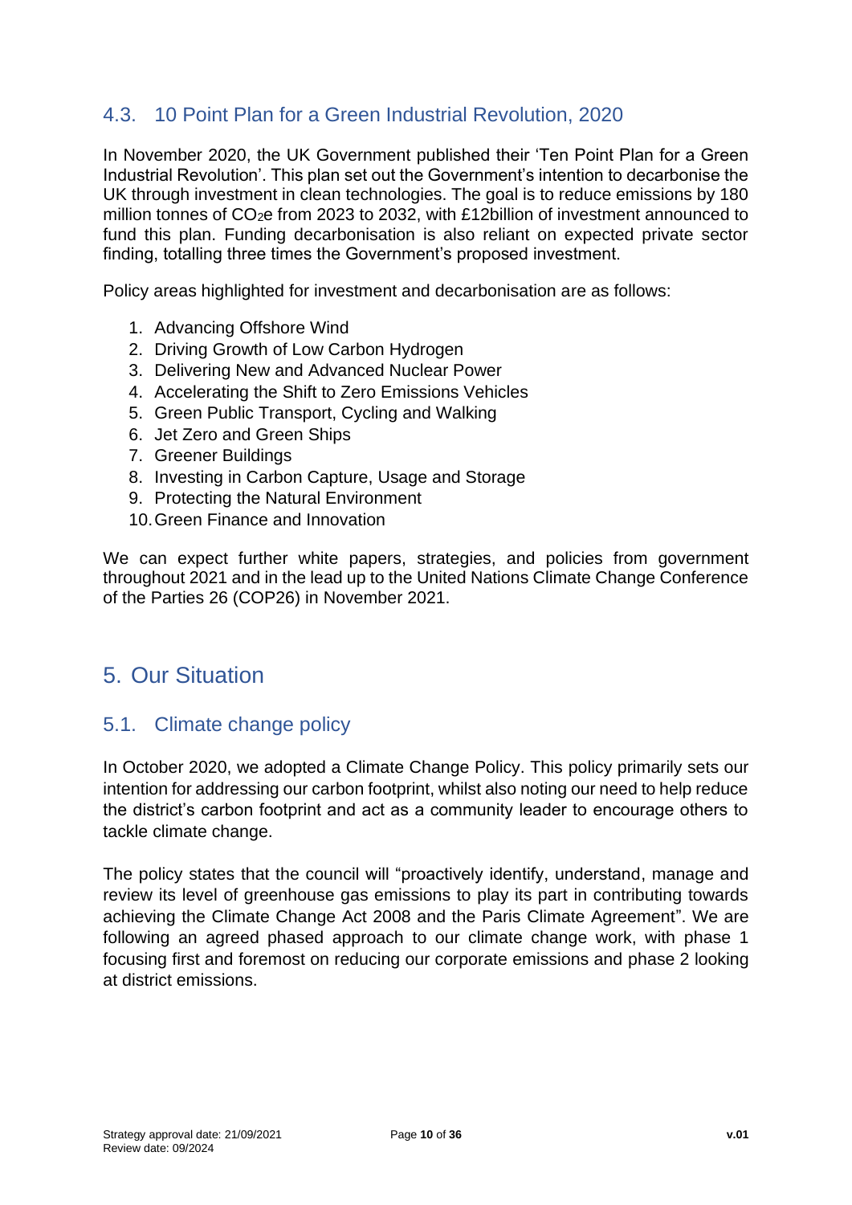### 4.3. 10 Point Plan for a Green Industrial Revolution, 2020

In November 2020, the UK Government published their 'Ten Point Plan for a Green Industrial Revolution'. This plan set out the Government's intention to decarbonise the UK through investment in clean technologies. The goal is to reduce emissions by 180 million tonnes of $CO_2e$ from 2023 to 2032, with £12billion of investment announced to fund this plan. Funding decarbonisation is also reliant on expected private sector finding, totalling three times the Government's proposed investment.

Policy areas highlighted for investment and decarbonisation are as follows:

1. Advancing Offshore Wind
2. Driving Growth of Low Carbon Hydrogen
3. Delivering New and Advanced Nuclear Power
4. Accelerating the Shift to Zero Emissions Vehicles
5. Green Public Transport, Cycling and Walking
6. Jet Zero and Green Ships
7. Greener Buildings
8. Investing in Carbon Capture, Usage and Storage
9. Protecting the Natural Environment
10. Green Finance and Innovation

We can expect further white papers, strategies, and policies from government throughout 2021 and in the lead up to the United Nations Climate Change Conference of the Parties 26 (COP26) in November 2021.

## 5. Our Situation

### 5.1. Climate change policy

In October 2020, we adopted a Climate Change Policy. This policy primarily sets our intention for addressing our carbon footprint, whilst also noting our need to help reduce the district's carbon footprint and act as a community leader to encourage others to tackle climate change.

The policy states that the council will "proactively identify, understand, manage and review its level of greenhouse gas emissions to play its part in contributing towards achieving the Climate Change Act 2008 and the Paris Climate Agreement". We are following an agreed phased approach to our climate change work, with phase 1 focusing first and foremost on reducing our corporate emissions and phase 2 looking at district emissions.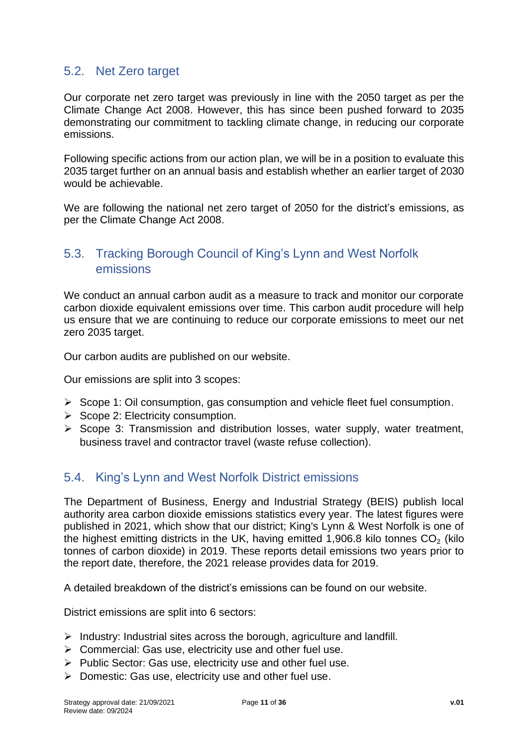## 5.2. Net Zero target

Our corporate net zero target was previously in line with the 2050 target as per the Climate Change Act 2008. However, this has since been pushed forward to 2035 demonstrating our commitment to tackling climate change, in reducing our corporate emissions.

Following specific actions from our action plan, we will be in a position to evaluate this 2035 target further on an annual basis and establish whether an earlier target of 2030 would be achievable.

We are following the national net zero target of 2050 for the district's emissions, as per the Climate Change Act 2008.

## 5.3. Tracking Borough Council of King's Lynn and West Norfolk emissions

We conduct an annual carbon audit as a measure to track and monitor our corporate carbon dioxide equivalent emissions over time. This carbon audit procedure will help us ensure that we are continuing to reduce our corporate emissions to meet our net zero 2035 target.

Our carbon audits are published on our website.

Our emissions are split into 3 scopes:

- Scope 1: Oil consumption, gas consumption and vehicle fleet fuel consumption.
- Scope 2: Electricity consumption.
- Scope 3: Transmission and distribution losses, water supply, water treatment, business travel and contractor travel (waste refuse collection).

## 5.4. King's Lynn and West Norfolk District emissions

The Department of Business, Energy and Industrial Strategy (BEIS) publish local authority area carbon dioxide emissions statistics every year. The latest figures were published in 2021, which show that our district; King's Lynn & West Norfolk is one of the highest emitting districts in the UK, having emitted 1,906.8 kilo tonnes $CO_2$ (kilo tonnes of carbon dioxide) in 2019. These reports detail emissions two years prior to the report date, therefore, the 2021 release provides data for 2019.

A detailed breakdown of the district's emissions can be found on our website.

District emissions are split into 6 sectors:

- Industry: Industrial sites across the borough, agriculture and landfill.
- Commercial: Gas use, electricity use and other fuel use.
- Public Sector: Gas use, electricity use and other fuel use.
- Domestic: Gas use, electricity use and other fuel use.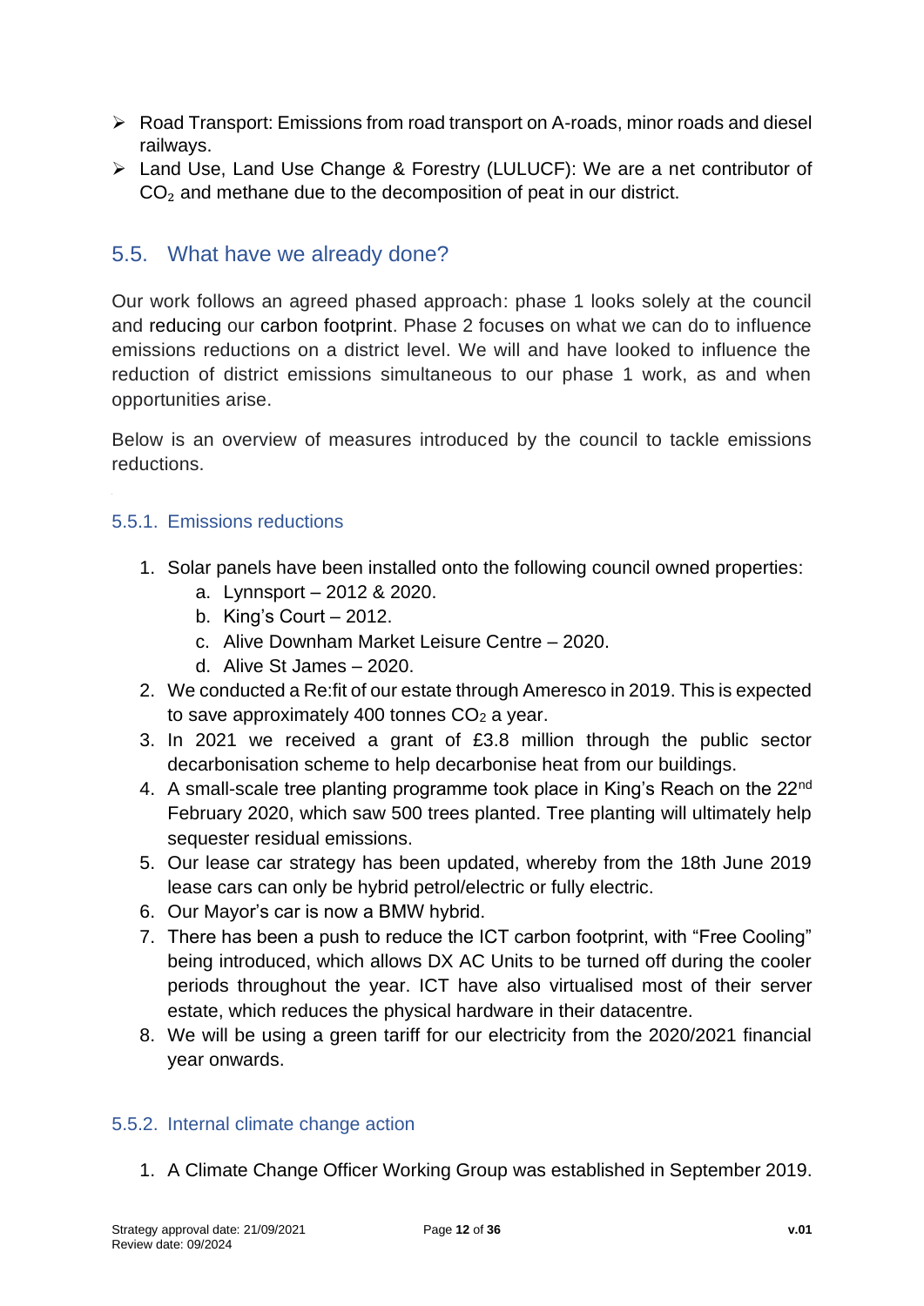- Road Transport: Emissions from road transport on A-roads, minor roads and diesel railways.
- Land Use, Land Use Change & Forestry (LULUCF): We are a net contributor of $CO_2$ and methane due to the decomposition of peat in our district.

## 5.5. What have we already done?

Our work follows an agreed phased approach: phase 1 looks solely at the council and reducing our carbon footprint. Phase 2 focuses on what we can do to influence emissions reductions on a district level. We will and have looked to influence the reduction of district emissions simultaneous to our phase 1 work, as and when opportunities arise.

Below is an overview of measures introduced by the council to tackle emissions reductions.

### 5.5.1. Emissions reductions

1. Solar panels have been installed onto the following council owned properties:
   a. Lynnsport – 2012 & 2020.
   b. King's Court – 2012.
   c. Alive Downham Market Leisure Centre – 2020.
   d. Alive St James – 2020.
2. We conducted a Re:fit of our estate through Ameresco in 2019. This is expected to save approximately 400 tonnes $CO_2$ a year.
3. In 2021 we received a grant of £3.8 million through the public sector decarbonisation scheme to help decarbonise heat from our buildings.
4. A small-scale tree planting programme took place in King's Reach on the 22nd February 2020, which saw 500 trees planted. Tree planting will ultimately help sequester residual emissions.
5. Our lease car strategy has been updated, whereby from the 18th June 2019 lease cars can only be hybrid petrol/electric or fully electric.
6. Our Mayor's car is now a BMW hybrid.
7. There has been a push to reduce the ICT carbon footprint, with "Free Cooling" being introduced, which allows DX AC Units to be turned off during the cooler periods throughout the year. ICT have also virtualised most of their server estate, which reduces the physical hardware in their datacentre.
8. We will be using a green tariff for our electricity from the 2020/2021 financial year onwards.

### 5.5.2. Internal climate change action

1. A Climate Change Officer Working Group was established in September 2019.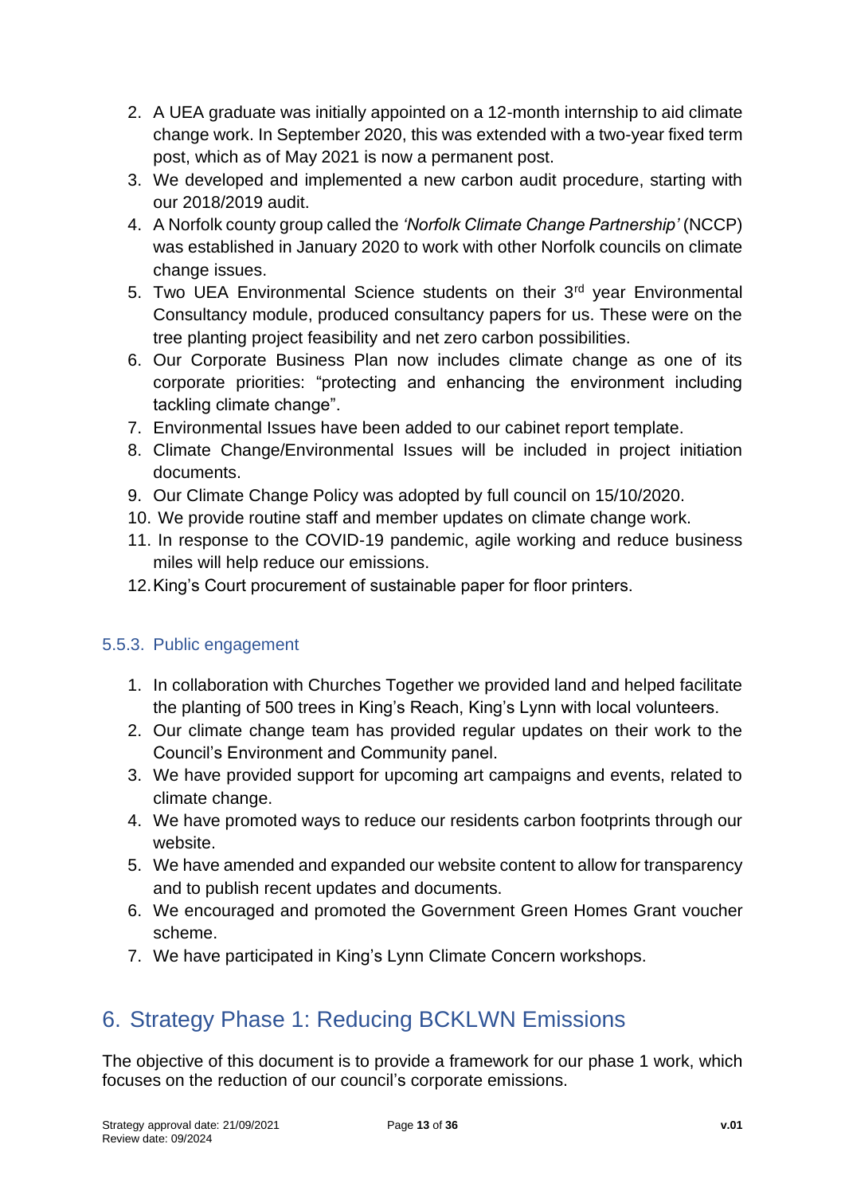2. A UEA graduate was initially appointed on a 12-month internship to aid climate change work. In September 2020, this was extended with a two-year fixed term post, which as of May 2021 is now a permanent post.
3. We developed and implemented a new carbon audit procedure, starting with our 2018/2019 audit.
4. A Norfolk county group called the *'Norfolk Climate Change Partnership'* (NCCP) was established in January 2020 to work with other Norfolk councils on climate change issues.
5. Two UEA Environmental Science students on their 3rd year Environmental Consultancy module, produced consultancy papers for us. These were on the tree planting project feasibility and net zero carbon possibilities.
6. Our Corporate Business Plan now includes climate change as one of its corporate priorities: "protecting and enhancing the environment including tackling climate change".
7. Environmental Issues have been added to our cabinet report template.
8. Climate Change/Environmental Issues will be included in project initiation documents.
9. Our Climate Change Policy was adopted by full council on 15/10/2020.
10. We provide routine staff and member updates on climate change work.
11. In response to the COVID-19 pandemic, agile working and reduce business miles will help reduce our emissions.
12. King's Court procurement of sustainable paper for floor printers.

### 5.5.3. Public engagement

1. In collaboration with Churches Together we provided land and helped facilitate the planting of 500 trees in King's Reach, King's Lynn with local volunteers.
2. Our climate change team has provided regular updates on their work to the Council's Environment and Community panel.
3. We have provided support for upcoming art campaigns and events, related to climate change.
4. We have promoted ways to reduce our residents carbon footprints through our website.
5. We have amended and expanded our website content to allow for transparency and to publish recent updates and documents.
6. We encouraged and promoted the Government Green Homes Grant voucher scheme.
7. We have participated in King's Lynn Climate Concern workshops.

# 6. Strategy Phase 1: Reducing BCKLWN Emissions

The objective of this document is to provide a framework for our phase 1 work, which focuses on the reduction of our council's corporate emissions.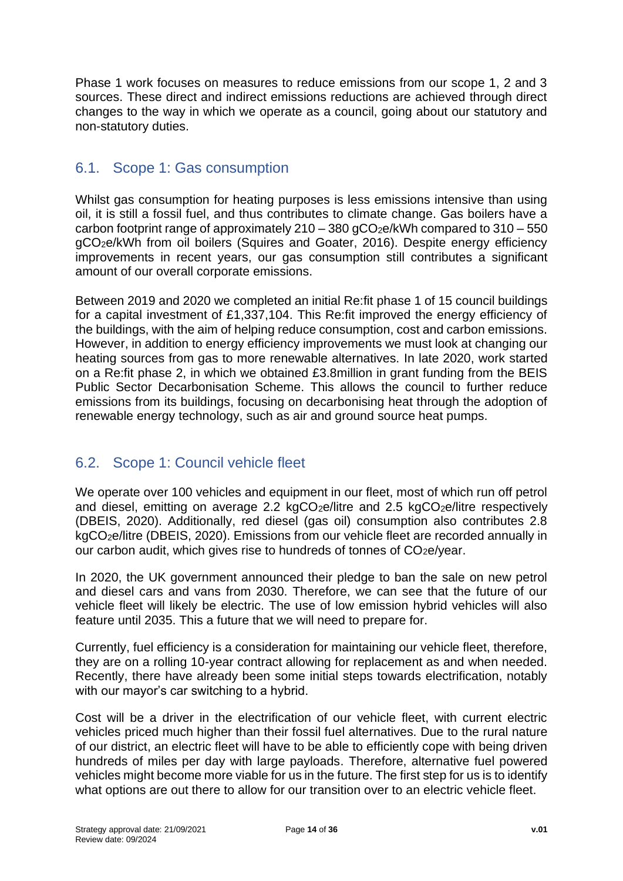Phase 1 work focuses on measures to reduce emissions from our scope 1, 2 and 3 sources. These direct and indirect emissions reductions are achieved through direct changes to the way in which we operate as a council, going about our statutory and non-statutory duties.

## 6.1. Scope 1: Gas consumption

Whilst gas consumption for heating purposes is less emissions intensive than using oil, it is still a fossil fuel, and thus contributes to climate change. Gas boilers have a carbon footprint range of approximately 210 – 380 $gCO_2e$/kWh compared to 310 – 550 $gCO_2e$/kWh from oil boilers (Squires and Goater, 2016). Despite energy efficiency improvements in recent years, our gas consumption still contributes a significant amount of our overall corporate emissions.

Between 2019 and 2020 we completed an initial Re:fit phase 1 of 15 council buildings for a capital investment of £1,337,104. This Re:fit improved the energy efficiency of the buildings, with the aim of helping reduce consumption, cost and carbon emissions. However, in addition to energy efficiency improvements we must look at changing our heating sources from gas to more renewable alternatives. In late 2020, work started on a Re:fit phase 2, in which we obtained £3.8million in grant funding from the BEIS Public Sector Decarbonisation Scheme. This allows the council to further reduce emissions from its buildings, focusing on decarbonising heat through the adoption of renewable energy technology, such as air and ground source heat pumps.

## 6.2. Scope 1: Council vehicle fleet

We operate over 100 vehicles and equipment in our fleet, most of which run off petrol and diesel, emitting on average 2.2 $kgCO_2e$/litre and 2.5 $kgCO_2e$/litre respectively (DBEIS, 2020). Additionally, red diesel (gas oil) consumption also contributes 2.8 $kgCO_2e$/litre (DBEIS, 2020). Emissions from our vehicle fleet are recorded annually in our carbon audit, which gives rise to hundreds of tonnes of $CO_2e$/year.

In 2020, the UK government announced their pledge to ban the sale on new petrol and diesel cars and vans from 2030. Therefore, we can see that the future of our vehicle fleet will likely be electric. The use of low emission hybrid vehicles will also feature until 2035. This a future that we will need to prepare for.

Currently, fuel efficiency is a consideration for maintaining our vehicle fleet, therefore, they are on a rolling 10-year contract allowing for replacement as and when needed. Recently, there have already been some initial steps towards electrification, notably with our mayor's car switching to a hybrid.

Cost will be a driver in the electrification of our vehicle fleet, with current electric vehicles priced much higher than their fossil fuel alternatives. Due to the rural nature of our district, an electric fleet will have to be able to efficiently cope with being driven hundreds of miles per day with large payloads. Therefore, alternative fuel powered vehicles might become more viable for us in the future. The first step for us is to identify what options are out there to allow for our transition over to an electric vehicle fleet.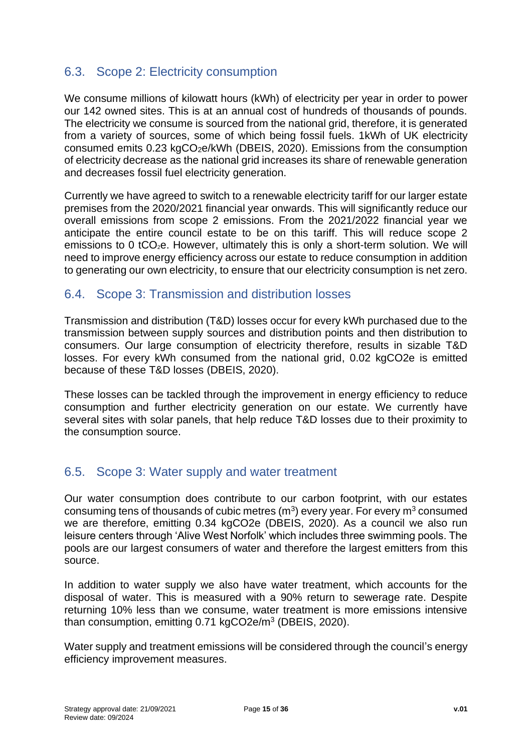## 6.3. Scope 2: Electricity consumption

We consume millions of kilowatt hours (kWh) of electricity per year in order to power our 142 owned sites. This is at an annual cost of hundreds of thousands of pounds. The electricity we consume is sourced from the national grid, therefore, it is generated from a variety of sources, some of which being fossil fuels. 1kWh of UK electricity consumed emits 0.23 $kgCO_2e/kWh$ (DBEIS, 2020). Emissions from the consumption of electricity decrease as the national grid increases its share of renewable generation and decreases fossil fuel electricity generation.

Currently we have agreed to switch to a renewable electricity tariff for our larger estate premises from the 2020/2021 financial year onwards. This will significantly reduce our overall emissions from scope 2 emissions. From the 2021/2022 financial year we anticipate the entire council estate to be on this tariff. This will reduce scope 2 emissions to 0 $tCO_2e$. However, ultimately this is only a short-term solution. We will need to improve energy efficiency across our estate to reduce consumption in addition to generating our own electricity, to ensure that our electricity consumption is net zero.

## 6.4. Scope 3: Transmission and distribution losses

Transmission and distribution (T&D) losses occur for every kWh purchased due to the transmission between supply sources and distribution points and then distribution to consumers. Our large consumption of electricity therefore, results in sizable T&D losses. For every kWh consumed from the national grid, 0.02 kgCO2e is emitted because of these T&D losses (DBEIS, 2020).

These losses can be tackled through the improvement in energy efficiency to reduce consumption and further electricity generation on our estate. We currently have several sites with solar panels, that help reduce T&D losses due to their proximity to the consumption source.

## 6.5. Scope 3: Water supply and water treatment

Our water consumption does contribute to our carbon footprint, with our estates consuming tens of thousands of cubic metres ($m^3$) every year. For every $m^3$ consumed we are therefore, emitting 0.34 kgCO2e (DBEIS, 2020). As a council we also run leisure centers through 'Alive West Norfolk' which includes three swimming pools. The pools are our largest consumers of water and therefore the largest emitters from this source.

In addition to water supply we also have water treatment, which accounts for the disposal of water. This is measured with a 90% return to sewerage rate. Despite returning 10% less than we consume, water treatment is more emissions intensive than consumption, emitting 0.71 $kgCO2e/m^3$ (DBEIS, 2020).

Water supply and treatment emissions will be considered through the council's energy efficiency improvement measures.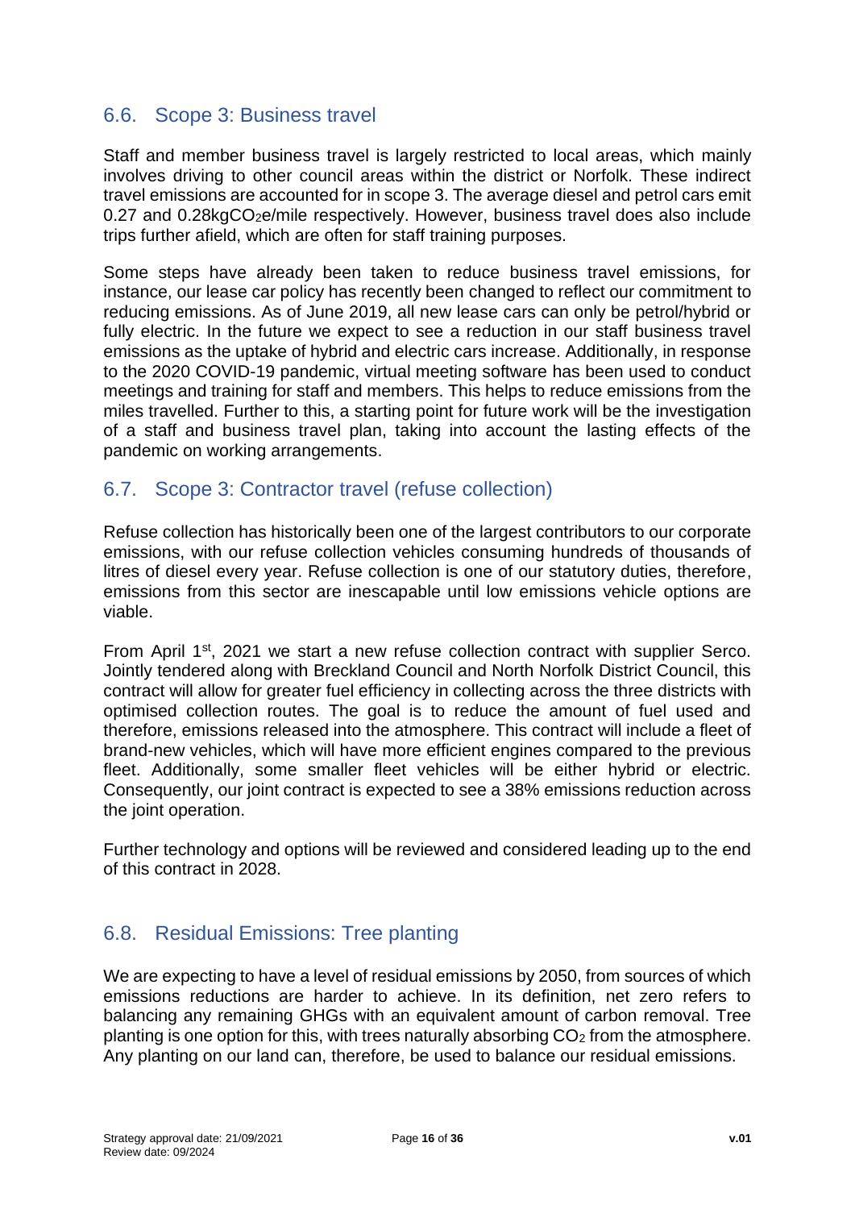## 6.6. Scope 3: Business travel

Staff and member business travel is largely restricted to local areas, which mainly involves driving to other council areas within the district or Norfolk. These indirect travel emissions are accounted for in scope 3. The average diesel and petrol cars emit 0.27 and 0.28kg$CO_2$e/mile respectively. However, business travel does also include trips further afield, which are often for staff training purposes.

Some steps have already been taken to reduce business travel emissions, for instance, our lease car policy has recently been changed to reflect our commitment to reducing emissions. As of June 2019, all new lease cars can only be petrol/hybrid or fully electric. In the future we expect to see a reduction in our staff business travel emissions as the uptake of hybrid and electric cars increase. Additionally, in response to the 2020 COVID-19 pandemic, virtual meeting software has been used to conduct meetings and training for staff and members. This helps to reduce emissions from the miles travelled. Further to this, a starting point for future work will be the investigation of a staff and business travel plan, taking into account the lasting effects of the pandemic on working arrangements.

## 6.7. Scope 3: Contractor travel (refuse collection)

Refuse collection has historically been one of the largest contributors to our corporate emissions, with our refuse collection vehicles consuming hundreds of thousands of litres of diesel every year. Refuse collection is one of our statutory duties, therefore, emissions from this sector are inescapable until low emissions vehicle options are viable.

From April 1st, 2021 we start a new refuse collection contract with supplier Serco. Jointly tendered along with Breckland Council and North Norfolk District Council, this contract will allow for greater fuel efficiency in collecting across the three districts with optimised collection routes. The goal is to reduce the amount of fuel used and therefore, emissions released into the atmosphere. This contract will include a fleet of brand-new vehicles, which will have more efficient engines compared to the previous fleet. Additionally, some smaller fleet vehicles will be either hybrid or electric. Consequently, our joint contract is expected to see a 38% emissions reduction across the joint operation.

Further technology and options will be reviewed and considered leading up to the end of this contract in 2028.

## 6.8. Residual Emissions: Tree planting

We are expecting to have a level of residual emissions by 2050, from sources of which emissions reductions are harder to achieve. In its definition, net zero refers to balancing any remaining GHGs with an equivalent amount of carbon removal. Tree planting is one option for this, with trees naturally absorbing $CO_2$ from the atmosphere. Any planting on our land can, therefore, be used to balance our residual emissions.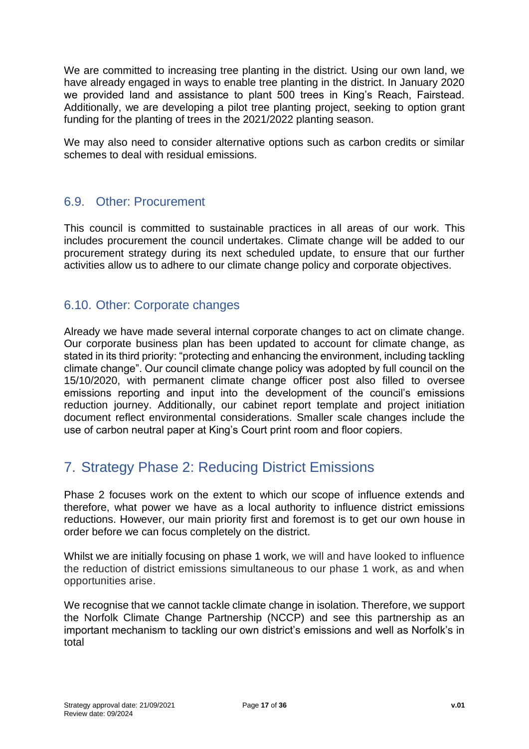We are committed to increasing tree planting in the district. Using our own land, we have already engaged in ways to enable tree planting in the district. In January 2020 we provided land and assistance to plant 500 trees in King's Reach, Fairstead. Additionally, we are developing a pilot tree planting project, seeking to option grant funding for the planting of trees in the 2021/2022 planting season.

We may also need to consider alternative options such as carbon credits or similar schemes to deal with residual emissions.

### 6.9. Other: Procurement

This council is committed to sustainable practices in all areas of our work. This includes procurement the council undertakes. Climate change will be added to our procurement strategy during its next scheduled update, to ensure that our further activities allow us to adhere to our climate change policy and corporate objectives.

### 6.10. Other: Corporate changes

Already we have made several internal corporate changes to act on climate change. Our corporate business plan has been updated to account for climate change, as stated in its third priority: "protecting and enhancing the environment, including tackling climate change". Our council climate change policy was adopted by full council on the 15/10/2020, with permanent climate change officer post also filled to oversee emissions reporting and input into the development of the council's emissions reduction journey. Additionally, our cabinet report template and project initiation document reflect environmental considerations. Smaller scale changes include the use of carbon neutral paper at King's Court print room and floor copiers.

## 7. Strategy Phase 2: Reducing District Emissions

Phase 2 focuses work on the extent to which our scope of influence extends and therefore, what power we have as a local authority to influence district emissions reductions. However, our main priority first and foremost is to get our own house in order before we can focus completely on the district.

Whilst we are initially focusing on phase 1 work, we will and have looked to influence the reduction of district emissions simultaneous to our phase 1 work, as and when opportunities arise.

We recognise that we cannot tackle climate change in isolation. Therefore, we support the Norfolk Climate Change Partnership (NCCP) and see this partnership as an important mechanism to tackling our own district's emissions and well as Norfolk's in total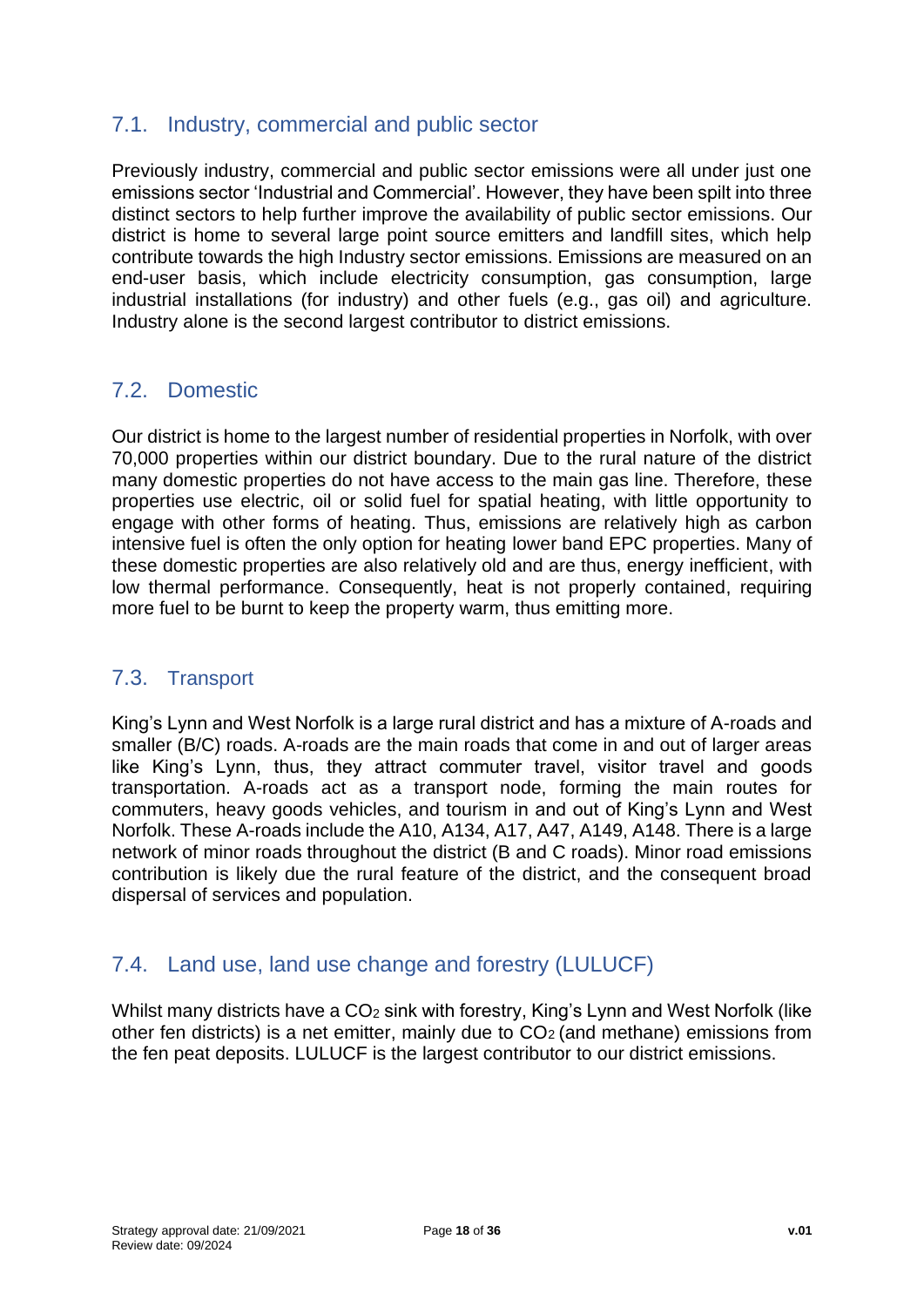## 7.1. Industry, commercial and public sector

Previously industry, commercial and public sector emissions were all under just one emissions sector 'Industrial and Commercial'. However, they have been spilt into three distinct sectors to help further improve the availability of public sector emissions. Our district is home to several large point source emitters and landfill sites, which help contribute towards the high Industry sector emissions. Emissions are measured on an end-user basis, which include electricity consumption, gas consumption, large industrial installations (for industry) and other fuels (e.g., gas oil) and agriculture. Industry alone is the second largest contributor to district emissions.

## 7.2. Domestic

Our district is home to the largest number of residential properties in Norfolk, with over 70,000 properties within our district boundary. Due to the rural nature of the district many domestic properties do not have access to the main gas line. Therefore, these properties use electric, oil or solid fuel for spatial heating, with little opportunity to engage with other forms of heating. Thus, emissions are relatively high as carbon intensive fuel is often the only option for heating lower band EPC properties. Many of these domestic properties are also relatively old and are thus, energy inefficient, with low thermal performance. Consequently, heat is not properly contained, requiring more fuel to be burnt to keep the property warm, thus emitting more.

## 7.3. Transport

King's Lynn and West Norfolk is a large rural district and has a mixture of A-roads and smaller (B/C) roads. A-roads are the main roads that come in and out of larger areas like King's Lynn, thus, they attract commuter travel, visitor travel and goods transportation. A-roads act as a transport node, forming the main routes for commuters, heavy goods vehicles, and tourism in and out of King's Lynn and West Norfolk. These A-roads include the A10, A134, A17, A47, A149, A148. There is a large network of minor roads throughout the district (B and C roads). Minor road emissions contribution is likely due the rural feature of the district, and the consequent broad dispersal of services and population.

## 7.4. Land use, land use change and forestry (LULUCF)

Whilst many districts have a $CO_2$ sink with forestry, King's Lynn and West Norfolk (like other fen districts) is a net emitter, mainly due to $CO_2$ (and methane) emissions from the fen peat deposits. LULUCF is the largest contributor to our district emissions.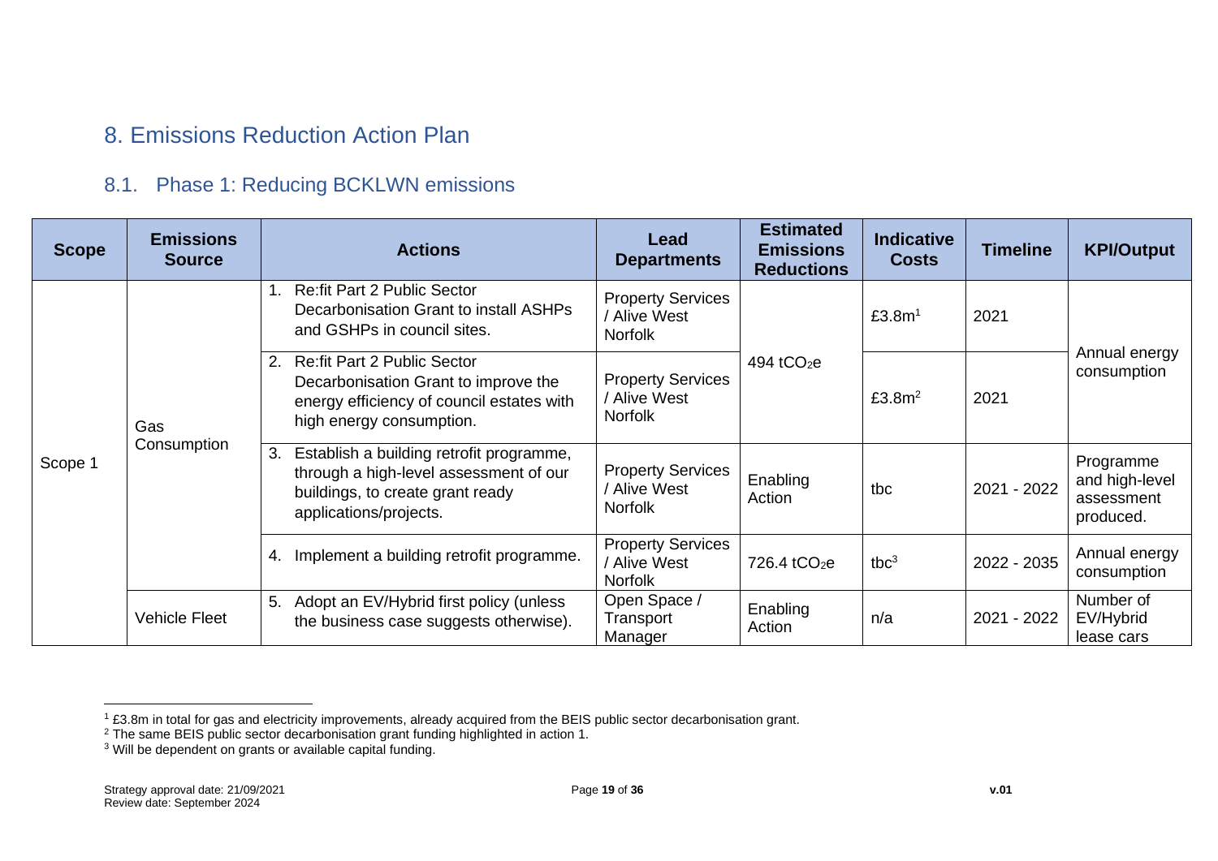# 8. Emissions Reduction Action Plan

## 8.1. Phase 1: Reducing BCKLWN emissions

| Scope | Emissions Source | Actions | Lead Departments | Estimated Emissions Reductions | Indicative Costs | Timeline | KPI/Output |
|---|---|---|---|---|---|---|---|
| Scope 1 | Gas Consumption | 1. Re:fit Part 2 Public Sector Decarbonisation Grant to install ASHPs and GSHPs in council sites. | Property Services / Alive West Norfolk | 494 $tCO_2e$ | £3.8m[1] | 2021 | Annual energy consumption |
| | | 2. Re:fit Part 2 Public Sector Decarbonisation Grant to improve the energy efficiency of council estates with high energy consumption. | Property Services / Alive West Norfolk | | £3.8m[2] | 2021 | |
| | | 3. Establish a building retrofit programme, through a high-level assessment of our buildings, to create grant ready applications/projects. | Property Services / Alive West Norfolk | Enabling Action | tbc | 2021 - 2022 | Programme and high-level assessment produced. |
| | | 4. Implement a building retrofit programme. | Property Services / Alive West Norfolk | 726.4 $tCO_2e$ | tbc[3] | 2022 - 2035 | Annual energy consumption |
| | Vehicle Fleet | 5. Adopt an EV/Hybrid first policy (unless the business case suggests otherwise). | Open Space / Transport Manager | Enabling Action | n/a | 2021 - 2022 | Number of EV/Hybrid lease cars |

[1] £3.8m in total for gas and electricity improvements, already acquired from the BEIS public sector decarbonisation grant.

[2] The same BEIS public sector decarbonisation grant funding highlighted in action 1.

[3] Will be dependent on grants or available capital funding.

Strategy approval date: 21/09/2021
Review date: September 2024

v.01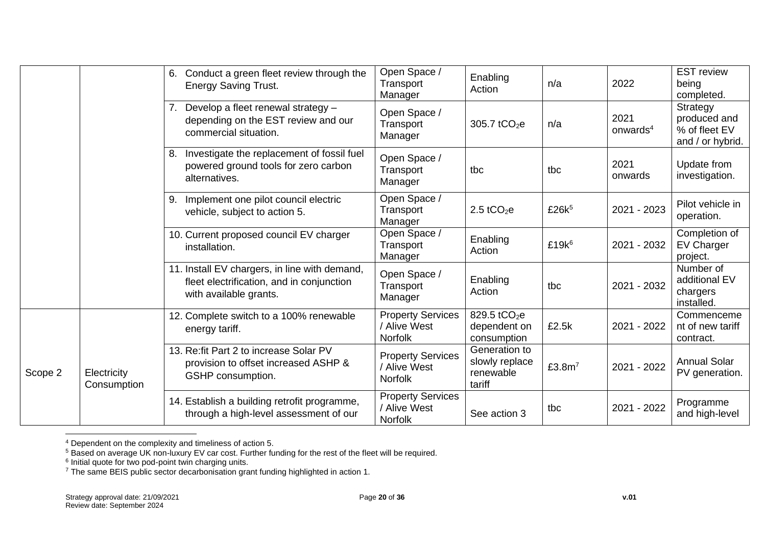| | | | | | | | |
|---|---|---|---|---|---|---|---|
| | | 6. Conduct a green fleet review through the Energy Saving Trust. | Open Space / Transport Manager | Enabling Action | n/a | 2022 | EST review being completed. |
| | | 7. Develop a fleet renewal strategy – depending on the EST review and our commercial situation. | Open Space / Transport Manager | 305.7 $tCO_2e$ | n/a | 2021 onwards[4] | Strategy produced and % of fleet EV and / or hybrid. |
| | | 8. Investigate the replacement of fossil fuel powered ground tools for zero carbon alternatives. | Open Space / Transport Manager | tbc | tbc | 2021 onwards | Update from investigation. |
| | | 9. Implement one pilot council electric vehicle, subject to action 5. | Open Space / Transport Manager | 2.5 $tCO_2e$ | £26k[5] | 2021 - 2023 | Pilot vehicle in operation. |
| | | 10. Current proposed council EV charger installation. | Open Space / Transport Manager | Enabling Action | £19k[6] | 2021 - 2032 | Completion of EV Charger project. |
| | | 11. Install EV chargers, in line with demand, fleet electrification, and in conjunction with available grants. | Open Space / Transport Manager | Enabling Action | tbc | 2021 - 2032 | Number of additional EV chargers installed. |
| Scope 2 | Electricity Consumption | 12. Complete switch to a 100% renewable energy tariff. | Property Services / Alive West Norfolk | 829.5 $tCO_2e$ dependent on consumption | £2.5k | 2021 - 2022 | Commencement of new tariff contract. |
| | | 13. Re:fit Part 2 to increase Solar PV provision to offset increased ASHP & GSHP consumption. | Property Services / Alive West Norfolk | Generation to slowly replace renewable tariff | £3.8m[7] | 2021 - 2022 | Annual Solar PV generation. |
| | | 14. Establish a building retrofit programme, through a high-level assessment of our | Property Services / Alive West Norfolk | See action 3 | tbc | 2021 - 2022 | Programme and high-level |

[4] Dependent on the complexity and timeliness of action 5.
[5] Based on average UK non-luxury EV car cost. Further funding for the rest of the fleet will be required.
[6] Initial quote for two pod-point twin charging units.
[7] The same BEIS public sector decarbonisation grant funding highlighted in action 1.

Strategy approval date: 21/09/2021
Review date: September 2024

v.01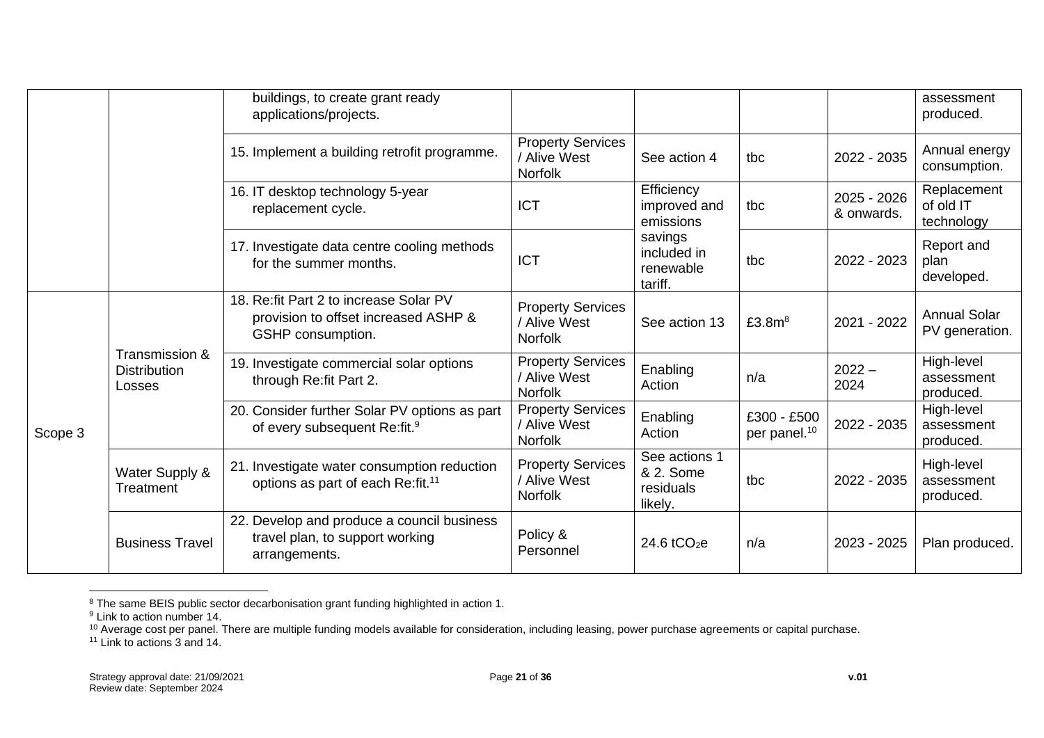|  |  | buildings, to create grant ready applications/projects. |  |  |  |  | assessment produced. |
|---|---|---|---|---|---|---|---|
|  |  | 15. Implement a building retrofit programme. | Property Services / Alive West Norfolk | See action 4 | tbc | 2022 - 2035 | Annual energy consumption. |
|  |  | 16. IT desktop technology 5-year replacement cycle. | ICT | Efficiency improved and emissions savings included in renewable tariff. | tbc | 2025 - 2026 & onwards. | Replacement of old IT technology |
|  |  | 17. Investigate data centre cooling methods for the summer months. | ICT |  | tbc | 2022 - 2023 | Report and plan developed. |
| Scope 3 | Transmission & Distribution Losses | 18. Re:fit Part 2 to increase Solar PV provision to offset increased ASHP & GSHP consumption. | Property Services / Alive West Norfolk | See action 13 | £3.8m[8] | 2021 - 2022 | Annual Solar PV generation. |
|  |  | 19. Investigate commercial solar options through Re:fit Part 2. | Property Services / Alive West Norfolk | Enabling Action | n/a | 2022 – 2024 | High-level assessment produced. |
|  |  | 20. Consider further Solar PV options as part of every subsequent Re:fit.[9] | Property Services / Alive West Norfolk | Enabling Action | £300 - £500 per panel.[10] | 2022 - 2035 | High-level assessment produced. |
|  | Water Supply & Treatment | 21. Investigate water consumption reduction options as part of each Re:fit.[11] | Property Services / Alive West Norfolk | See actions 1 & 2. Some residuals likely. | tbc | 2022 - 2035 | High-level assessment produced. |
|  | Business Travel | 22. Develop and produce a council business travel plan, to support working arrangements. | Policy & Personnel | 24.6 $tCO_2e$ | n/a | 2023 - 2025 | Plan produced. |

[8] The same BEIS public sector decarbonisation grant funding highlighted in action 1.

[9] Link to action number 14.

[10] Average cost per panel. There are multiple funding models available for consideration, including leasing, power purchase agreements or capital purchase.

[11] Link to actions 3 and 14.

Strategy approval date: 21/09/2021
Review date: September 2024

v.01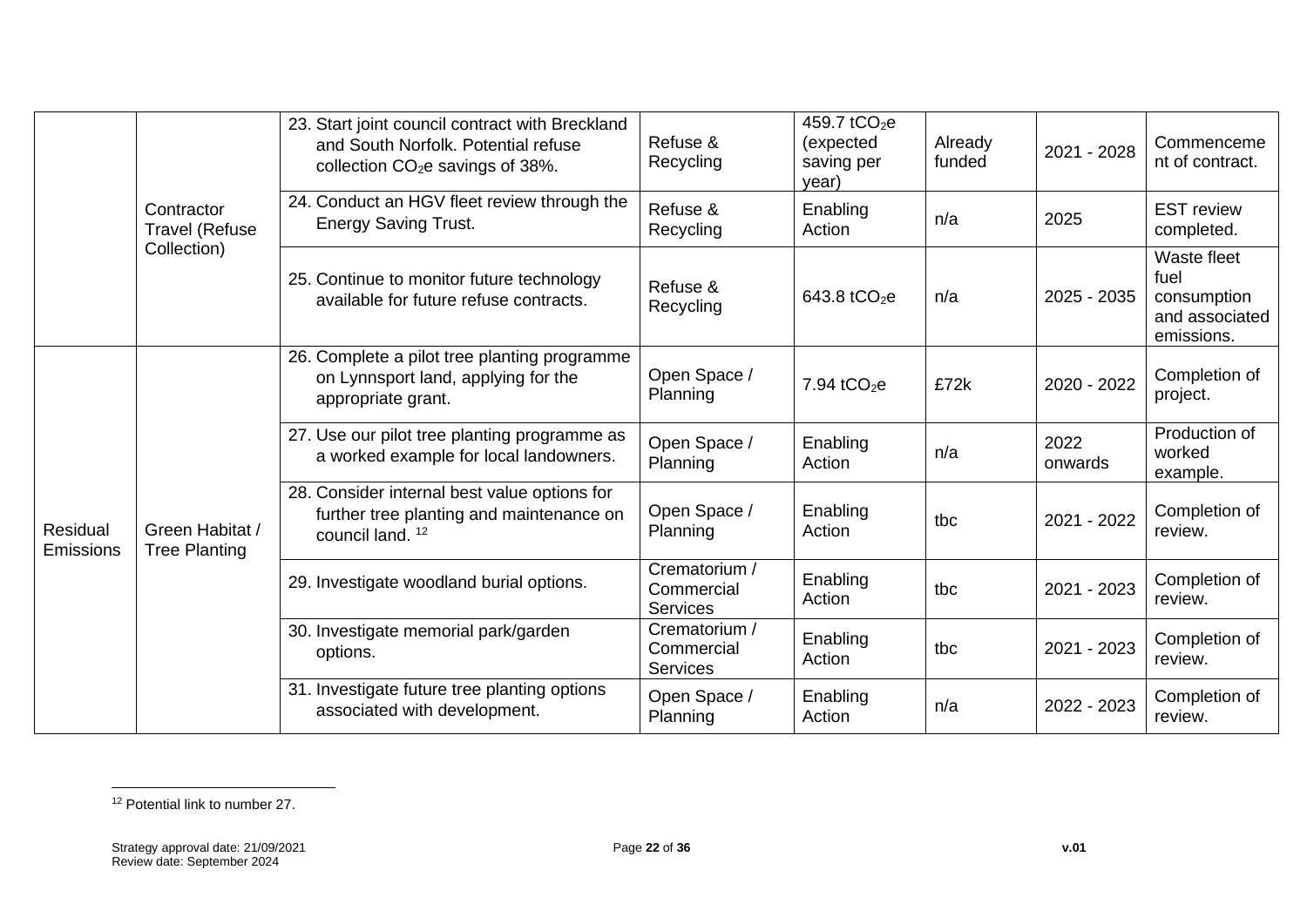|  |  |  |  |  |  |  |  |
|---|---|---|---|---|---|---|---|
|  | Contractor Travel (Refuse Collection) | 23. Start joint council contract with Breckland and South Norfolk. Potential refuse collection $CO_2$e savings of 38%. | Refuse & Recycling | 459.7 $tCO_2$e (expected saving per year) | Already funded | 2021 - 2028 | Commencement of contract. |
|  |  | 24. Conduct an HGV fleet review through the Energy Saving Trust. | Refuse & Recycling | Enabling Action | n/a | 2025 | EST review completed. |
|  |  | 25. Continue to monitor future technology available for future refuse contracts. | Refuse & Recycling | 643.8 $tCO_2$e | n/a | 2025 - 2035 | Waste fleet fuel consumption and associated emissions. |
| Residual Emissions | Green Habitat / Tree Planting | 26. Complete a pilot tree planting programme on Lynnsport land, applying for the appropriate grant. | Open Space / Planning | 7.94 $tCO_2$e | £72k | 2020 - 2022 | Completion of project. |
|  |  | 27. Use our pilot tree planting programme as a worked example for local landowners. | Open Space / Planning | Enabling Action | n/a | 2022 onwards | Production of worked example. |
|  |  | 28. Consider internal best value options for further tree planting and maintenance on council land. [12] | Open Space / Planning | Enabling Action | tbc | 2021 - 2022 | Completion of review. |
|  |  | 29. Investigate woodland burial options. | Crematorium / Commercial Services | Enabling Action | tbc | 2021 - 2023 | Completion of review. |
|  |  | 30. Investigate memorial park/garden options. | Crematorium / Commercial Services | Enabling Action | tbc | 2021 - 2023 | Completion of review. |
|  |  | 31. Investigate future tree planting options associated with development. | Open Space / Planning | Enabling Action | n/a | 2022 - 2023 | Completion of review. |

[12] Potential link to number 27.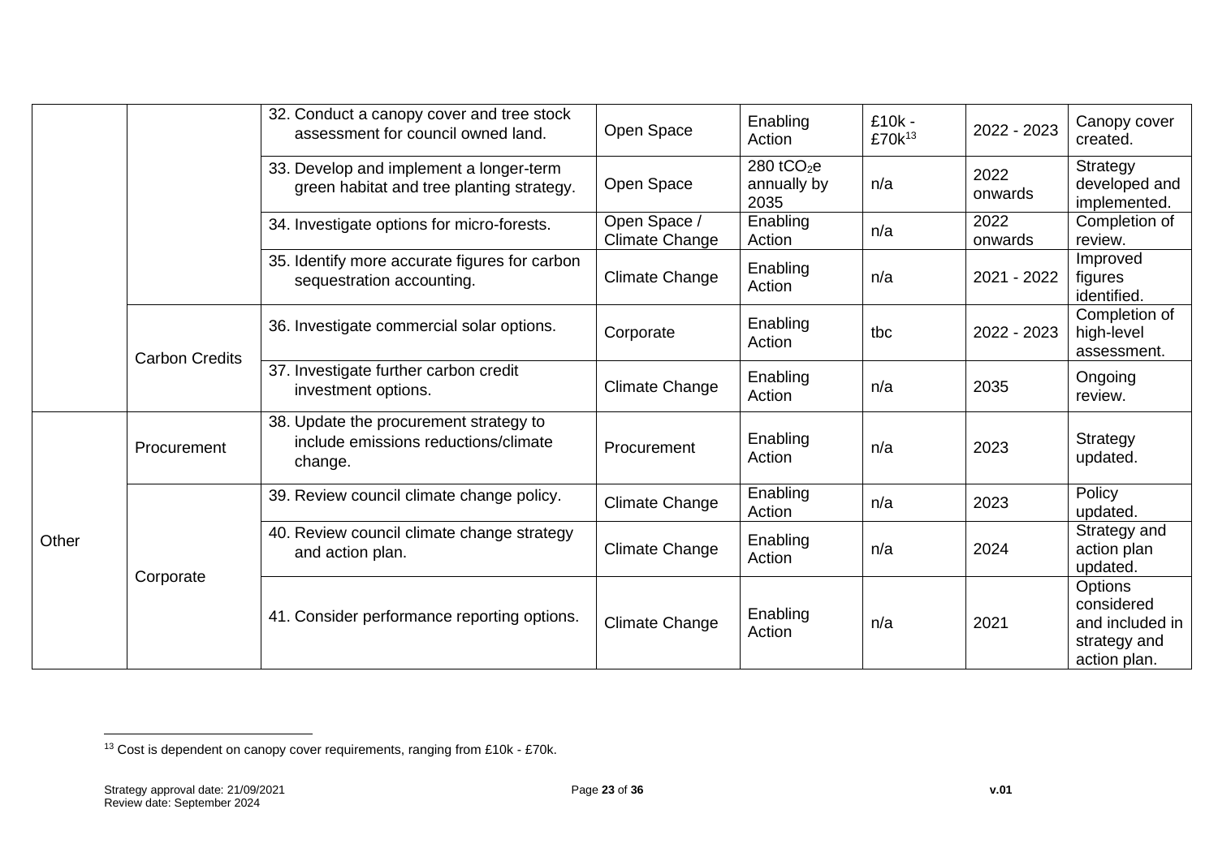| | | | | | | | |
|---|---|---|---|---|---|---|---|
| | | 32. Conduct a canopy cover and tree stock assessment for council owned land. | Open Space | Enabling Action | £10k - £70k[13] | 2022 - 2023 | Canopy cover created. |
| | | 33. Develop and implement a longer-term green habitat and tree planting strategy. | Open Space | 280 $tCO_2e$ annually by 2035 | n/a | 2022 onwards | Strategy developed and implemented. |
| | | 34. Investigate options for micro-forests. | Open Space / Climate Change | Enabling Action | n/a | 2022 onwards | Completion of review. |
| | | 35. Identify more accurate figures for carbon sequestration accounting. | Climate Change | Enabling Action | n/a | 2021 - 2022 | Improved figures identified. |
| | Carbon Credits | 36. Investigate commercial solar options. | Corporate | Enabling Action | tbc | 2022 - 2023 | Completion of high-level assessment. |
| | | 37. Investigate further carbon credit investment options. | Climate Change | Enabling Action | n/a | 2035 | Ongoing review. |
| Other | Procurement | 38. Update the procurement strategy to include emissions reductions/climate change. | Procurement | Enabling Action | n/a | 2023 | Strategy updated. |
| | Corporate | 39. Review council climate change policy. | Climate Change | Enabling Action | n/a | 2023 | Policy updated. |
| | | 40. Review council climate change strategy and action plan. | Climate Change | Enabling Action | n/a | 2024 | Strategy and action plan updated. |
| | | 41. Consider performance reporting options. | Climate Change | Enabling Action | n/a | 2021 | Options considered and included in strategy and action plan. |

[13] Cost is dependent on canopy cover requirements, ranging from £10k - £70k.

Strategy approval date: 21/09/2021
Review date: September 2024

v.01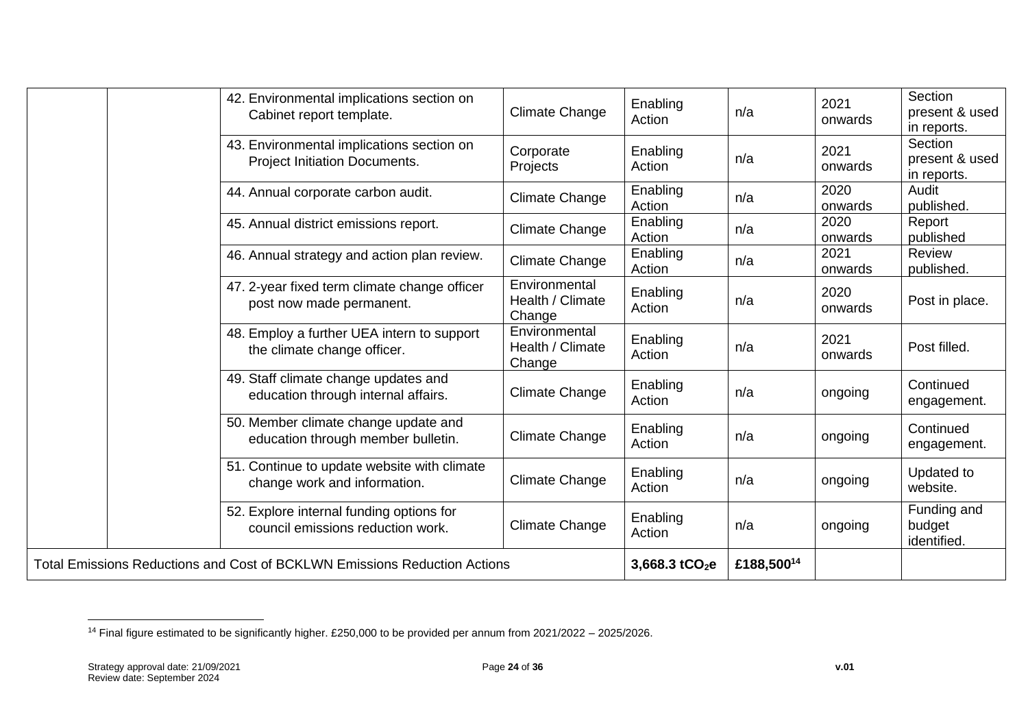| | | | | | | | |
|---|---|---|---|---|---|---|---|
| | | 42. Environmental implications section on Cabinet report template. | Climate Change | Enabling Action | n/a | 2021 onwards | Section present & used in reports. |
| | | 43. Environmental implications section on Project Initiation Documents. | Corporate Projects | Enabling Action | n/a | 2021 onwards | Section present & used in reports. |
| | | 44. Annual corporate carbon audit. | Climate Change | Enabling Action | n/a | 2020 onwards | Audit published. |
| | | 45. Annual district emissions report. | Climate Change | Enabling Action | n/a | 2020 onwards | Report published |
| | | 46. Annual strategy and action plan review. | Climate Change | Enabling Action | n/a | 2021 onwards | Review published. |
| | | 47. 2-year fixed term climate change officer post now made permanent. | Environmental Health / Climate Change | Enabling Action | n/a | 2020 onwards | Post in place. |
| | | 48. Employ a further UEA intern to support the climate change officer. | Environmental Health / Climate Change | Enabling Action | n/a | 2021 onwards | Post filled. |
| | | 49. Staff climate change updates and education through internal affairs. | Climate Change | Enabling Action | n/a | ongoing | Continued engagement. |
| | | 50. Member climate change update and education through member bulletin. | Climate Change | Enabling Action | n/a | ongoing | Continued engagement. |
| | | 51. Continue to update website with climate change work and information. | Climate Change | Enabling Action | n/a | ongoing | Updated to website. |
| | | 52. Explore internal funding options for council emissions reduction work. | Climate Change | Enabling Action | n/a | ongoing | Funding and budget identified. |
| Total Emissions Reductions and Cost of BCKLWN Emissions Reduction Actions | | | | **3,668.3 $tCO_2e$** | **£188,500[14]** | | |

[14] Final figure estimated to be significantly higher. £250,000 to be provided per annum from 2021/2022 – 2025/2026.

Strategy approval date: 21/09/2021
Review date: September 2024

v.01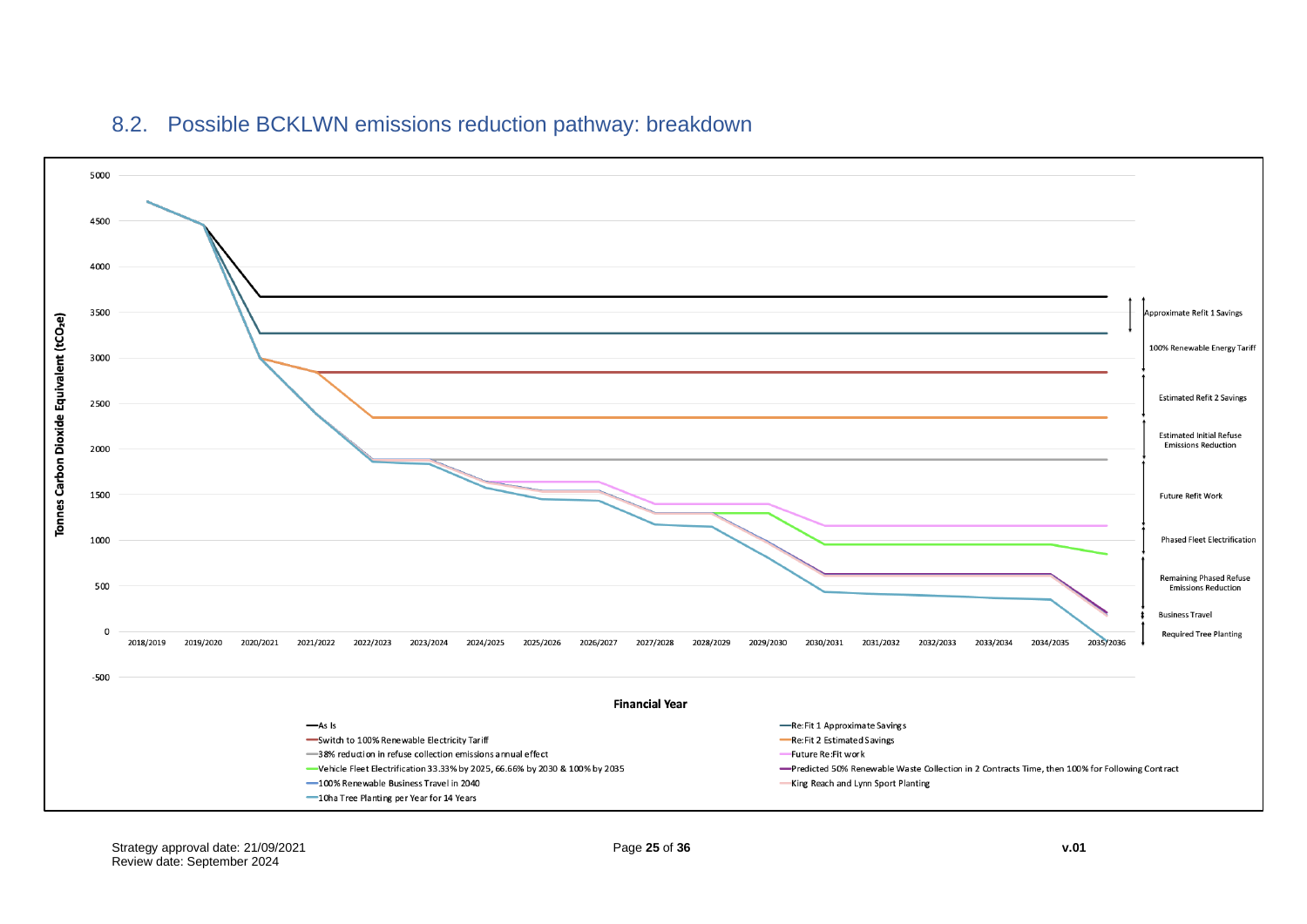## 8.2. Possible BCKLWN emissions reduction pathway: breakdown

Tonnes Carbon Dioxide Equivalent ($tCO_2e$)

5000
4500
4000
3500
3000
2500
2000
1500
1000
500
0
-500

2018/2019 2019/2020 2020/2021 2021/2022 2022/2023 2023/2024 2024/2025 2025/2026 2026/2027 2027/2028 2028/2029 2029/2030 2030/2031 2031/2032 2032/2033 2033/2034 2034/2035 2035/2036

**Financial Year**

Approximate Refit 1 Savings

100% Renewable Energy Tariff

Estimated Refit 2 Savings

Estimated Initial Refuse Emissions Reduction

Future Refit Work

Phased Fleet Electrification

Remaining Phased Refuse Emissions Reduction

Business Travel

Required Tree Planting

- As Is
- Re:Fit 1 Approximate Savings
- Switch to 100% Renewable Electricity Tariff
- Re:Fit 2 Estimated Savings
- 38% reduction in refuse collection emissions annual effect
- Future Re:Fit work
- Vehicle Fleet Electrification 33.33% by 2025, 66.66% by 2030 & 100% by 2035
- Predicted 50% Renewable Waste Collection in 2 Contracts Time, then 100% for Following Contract
- 100% Renewable Business Travel in 2040
- King Reach and Lynn Sport Planting
- 10ha Tree Planting per Year for 14 Years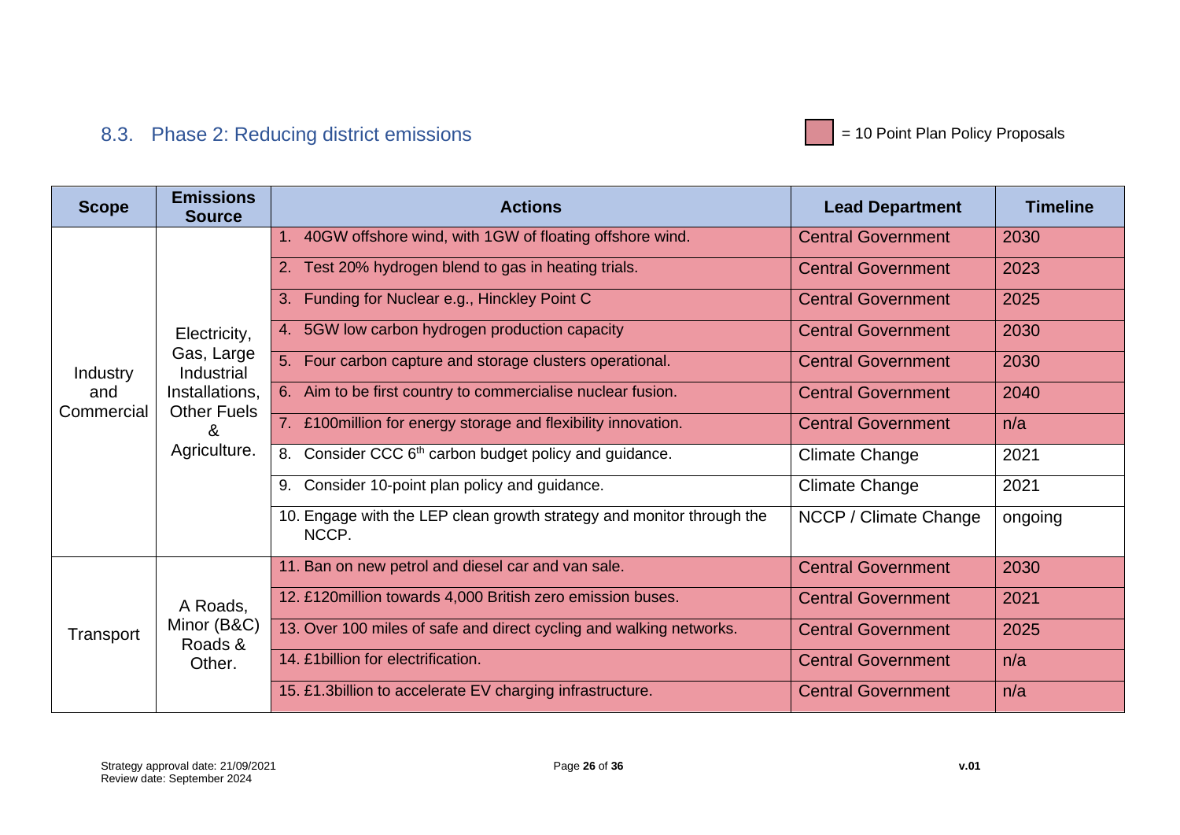## 8.3. Phase 2: Reducing district emissions

= 10 Point Plan Policy Proposals

| Scope | Emissions Source | Actions | Lead Department | Timeline |
|---|---|---|---|---|
| Industry and Commercial | Electricity, Gas, Large Industrial Installations, Other Fuels & Agriculture. | 1. 40GW offshore wind, with 1GW of floating offshore wind. | Central Government | 2030 |
| | | 2. Test 20% hydrogen blend to gas in heating trials. | Central Government | 2023 |
| | | 3. Funding for Nuclear e.g., Hinckley Point C | Central Government | 2025 |
| | | 4. 5GW low carbon hydrogen production capacity | Central Government | 2030 |
| | | 5. Four carbon capture and storage clusters operational. | Central Government | 2030 |
| | | 6. Aim to be first country to commercialise nuclear fusion. | Central Government | 2040 |
| | | 7. £100million for energy storage and flexibility innovation. | Central Government | n/a |
| | | 8. Consider CCC 6th carbon budget policy and guidance. | Climate Change | 2021 |
| | | 9. Consider 10-point plan policy and guidance. | Climate Change | 2021 |
| | | 10. Engage with the LEP clean growth strategy and monitor through the NCCP. | NCCP / Climate Change | ongoing |
| Transport | A Roads, Minor (B&C) Roads & Other. | 11. Ban on new petrol and diesel car and van sale. | Central Government | 2030 |
| | | 12. £120million towards 4,000 British zero emission buses. | Central Government | 2021 |
| | | 13. Over 100 miles of safe and direct cycling and walking networks. | Central Government | 2025 |
| | | 14. £1billion for electrification. | Central Government | n/a |
| | | 15. £1.3billion to accelerate EV charging infrastructure. | Central Government | n/a |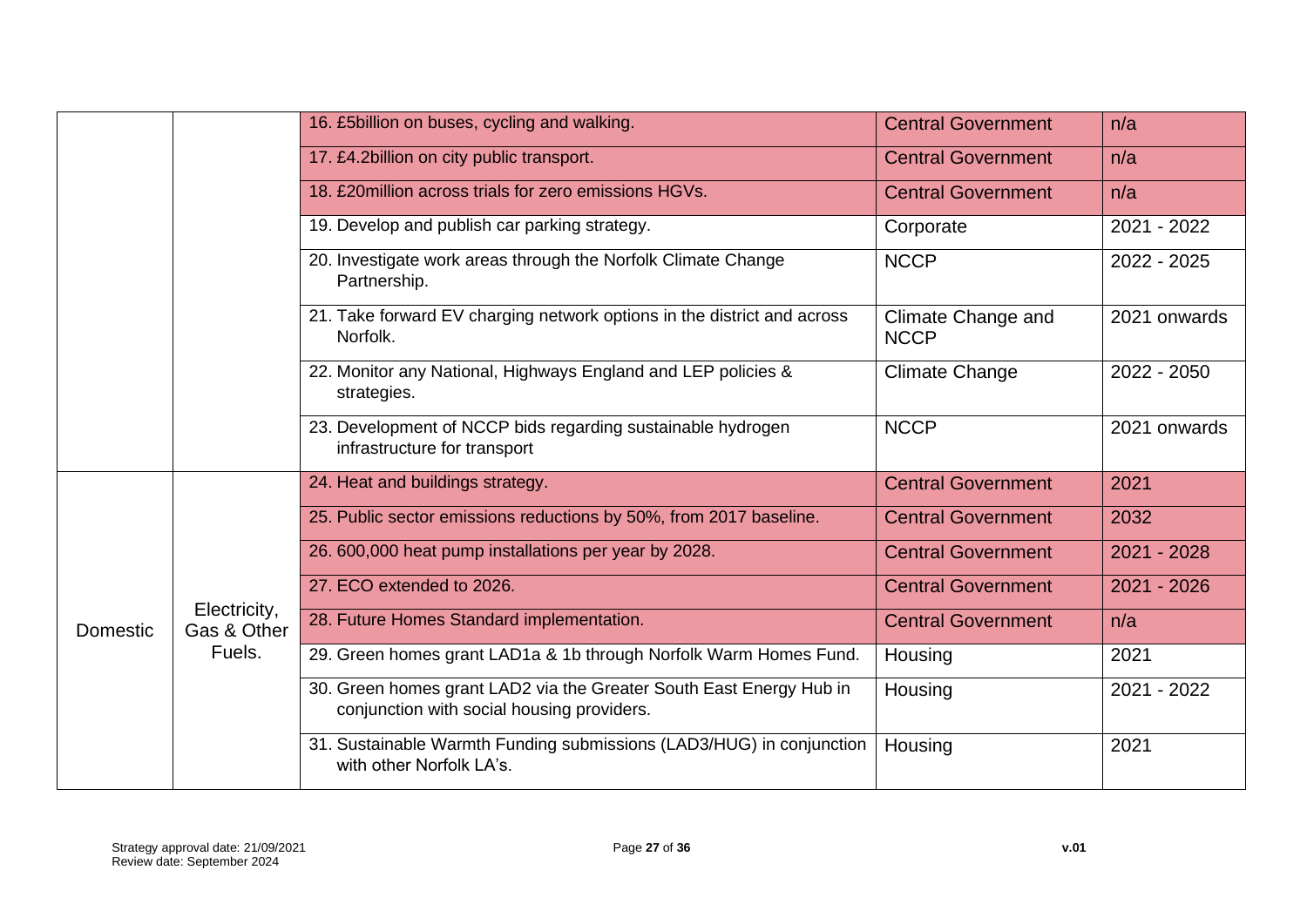| | | | | |
|---|---|---|---|---|
| | | 16. £5billion on buses, cycling and walking. | Central Government | n/a |
| | | 17. £4.2billion on city public transport. | Central Government | n/a |
| | | 18. £20million across trials for zero emissions HGVs. | Central Government | n/a |
| | | 19. Develop and publish car parking strategy. | Corporate | 2021 - 2022 |
| | | 20. Investigate work areas through the Norfolk Climate Change Partnership. | NCCP | 2022 - 2025 |
| | | 21. Take forward EV charging network options in the district and across Norfolk. | Climate Change and NCCP | 2021 onwards |
| | | 22. Monitor any National, Highways England and LEP policies & strategies. | Climate Change | 2022 - 2050 |
| | | 23. Development of NCCP bids regarding sustainable hydrogen infrastructure for transport | NCCP | 2021 onwards |
| Domestic | Electricity, Gas & Other Fuels. | 24. Heat and buildings strategy. | Central Government | 2021 |
| | | 25. Public sector emissions reductions by 50%, from 2017 baseline. | Central Government | 2032 |
| | | 26. 600,000 heat pump installations per year by 2028. | Central Government | 2021 - 2028 |
| | | 27. ECO extended to 2026. | Central Government | 2021 - 2026 |
| | | 28. Future Homes Standard implementation. | Central Government | n/a |
| | | 29. Green homes grant LAD1a & 1b through Norfolk Warm Homes Fund. | Housing | 2021 |
| | | 30. Green homes grant LAD2 via the Greater South East Energy Hub in conjunction with social housing providers. | Housing | 2021 - 2022 |
| | | 31. Sustainable Warmth Funding submissions (LAD3/HUG) in conjunction with other Norfolk LA's. | Housing | 2021 |

Strategy approval date: 21/09/2021
Review date: September 2024

v.01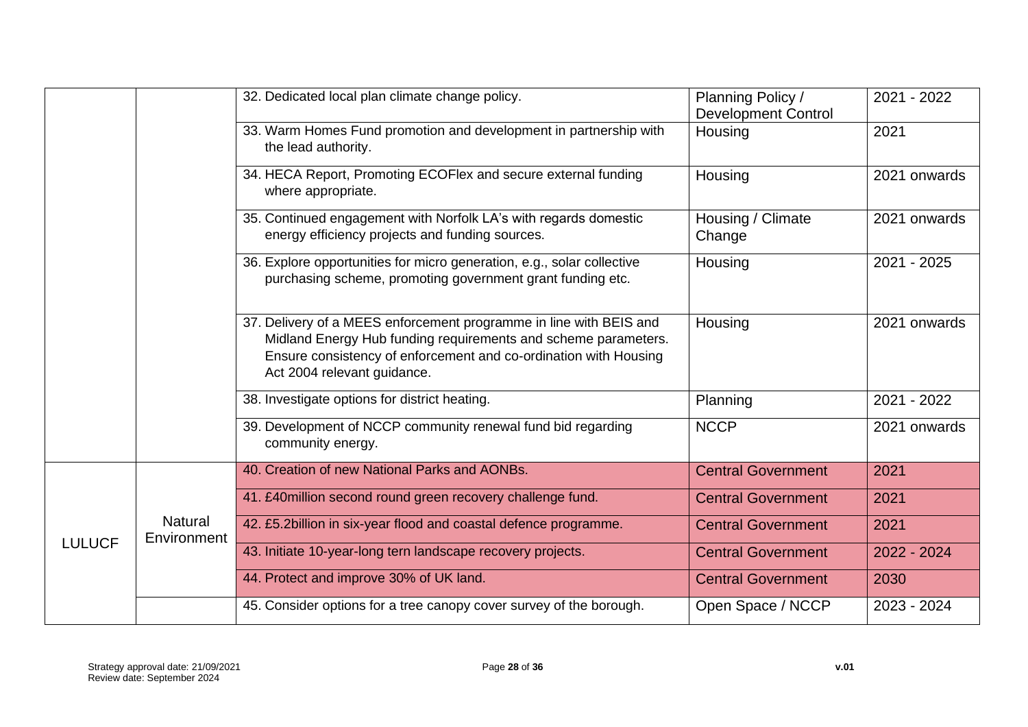| | | | | |
|---|---|---|---|---|
| | | 32. Dedicated local plan climate change policy. | Planning Policy / Development Control | 2021 - 2022 |
| | | 33. Warm Homes Fund promotion and development in partnership with the lead authority. | Housing | 2021 |
| | | 34. HECA Report, Promoting ECOFlex and secure external funding where appropriate. | Housing | 2021 onwards |
| | | 35. Continued engagement with Norfolk LA's with regards domestic energy efficiency projects and funding sources. | Housing / Climate Change | 2021 onwards |
| | | 36. Explore opportunities for micro generation, e.g., solar collective purchasing scheme, promoting government grant funding etc. | Housing | 2021 - 2025 |
| | | 37. Delivery of a MEES enforcement programme in line with BEIS and Midland Energy Hub funding requirements and scheme parameters. Ensure consistency of enforcement and co-ordination with Housing Act 2004 relevant guidance. | Housing | 2021 onwards |
| | | 38. Investigate options for district heating. | Planning | 2021 - 2022 |
| | | 39. Development of NCCP community renewal fund bid regarding community energy. | NCCP | 2021 onwards |
| LULUCF | Natural Environment | 40. Creation of new National Parks and AONBs. | Central Government | 2021 |
| | | 41. £40million second round green recovery challenge fund. | Central Government | 2021 |
| | | 42. £5.2billion in six-year flood and coastal defence programme. | Central Government | 2021 |
| | | 43. Initiate 10-year-long tern landscape recovery projects. | Central Government | 2022 - 2024 |
| | | 44. Protect and improve 30% of UK land. | Central Government | 2030 |
| | | 45. Consider options for a tree canopy cover survey of the borough. | Open Space / NCCP | 2023 - 2024 |

Strategy approval date: 21/09/2021
Review date: September 2024

v.01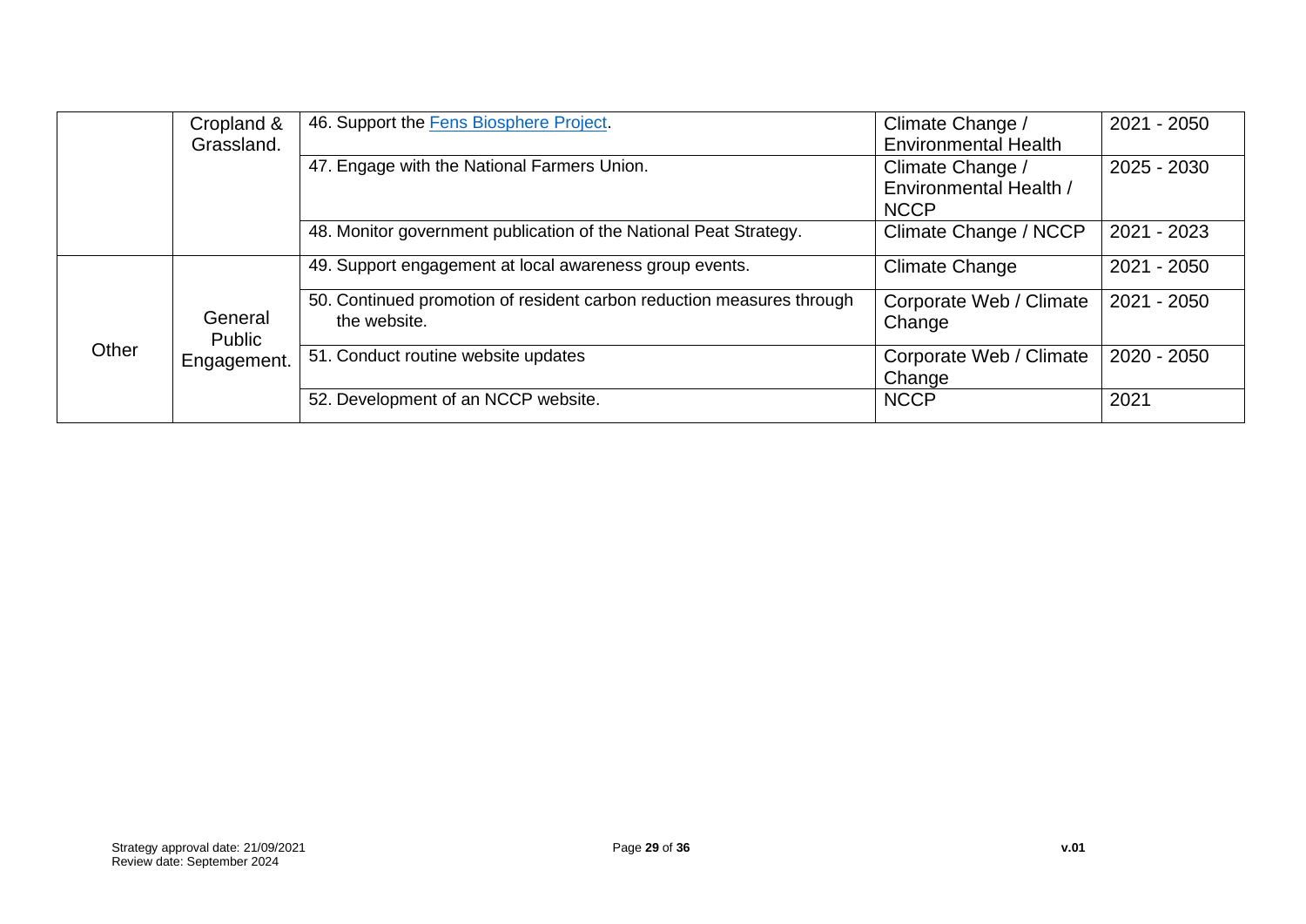| | | | | |
|---|---|---|---|---|
| | Cropland & Grassland. | 46. Support the [Fens Biosphere Project](). | Climate Change / Environmental Health | 2021 - 2050 |
| | | 47. Engage with the National Farmers Union. | Climate Change / Environmental Health / NCCP | 2025 - 2030 |
| | | 48. Monitor government publication of the National Peat Strategy. | Climate Change / NCCP | 2021 - 2023 |
| Other | General Public Engagement. | 49. Support engagement at local awareness group events. | Climate Change | 2021 - 2050 |
| | | 50. Continued promotion of resident carbon reduction measures through the website. | Corporate Web / Climate Change | 2021 - 2050 |
| | | 51. Conduct routine website updates | Corporate Web / Climate Change | 2020 - 2050 |
| | | 52. Development of an NCCP website. | NCCP | 2021 |

Strategy approval date: 21/09/2021
Review date: September 2024

**v.01**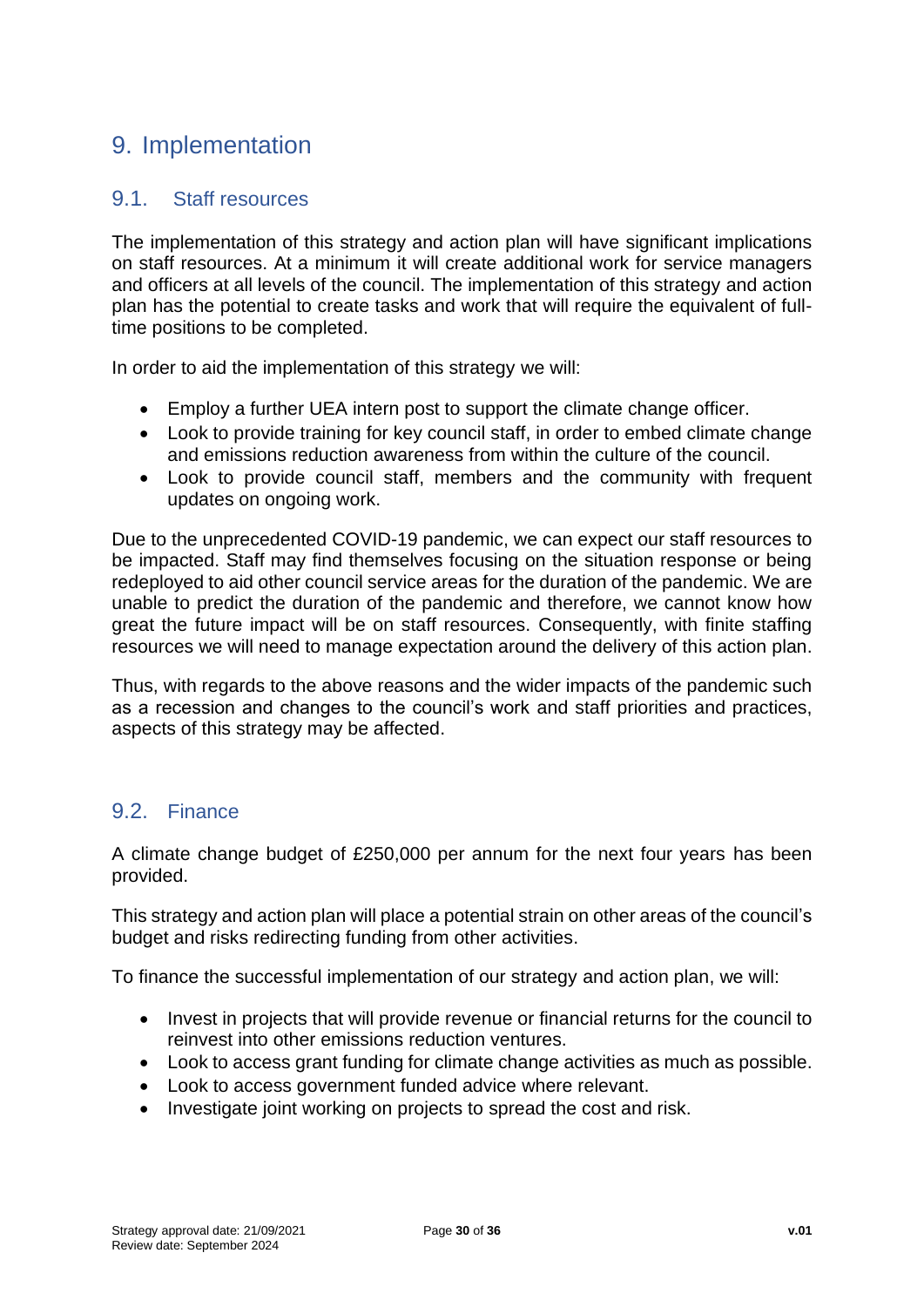# 9. Implementation

## 9.1. Staff resources

The implementation of this strategy and action plan will have significant implications on staff resources. At a minimum it will create additional work for service managers and officers at all levels of the council. The implementation of this strategy and action plan has the potential to create tasks and work that will require the equivalent of full-time positions to be completed.

In order to aid the implementation of this strategy we will:

- Employ a further UEA intern post to support the climate change officer.
- Look to provide training for key council staff, in order to embed climate change and emissions reduction awareness from within the culture of the council.
- Look to provide council staff, members and the community with frequent updates on ongoing work.

Due to the unprecedented COVID-19 pandemic, we can expect our staff resources to be impacted. Staff may find themselves focusing on the situation response or being redeployed to aid other council service areas for the duration of the pandemic. We are unable to predict the duration of the pandemic and therefore, we cannot know how great the future impact will be on staff resources. Consequently, with finite staffing resources we will need to manage expectation around the delivery of this action plan.

Thus, with regards to the above reasons and the wider impacts of the pandemic such as a recession and changes to the council's work and staff priorities and practices, aspects of this strategy may be affected.

## 9.2. Finance

A climate change budget of £250,000 per annum for the next four years has been provided.

This strategy and action plan will place a potential strain on other areas of the council's budget and risks redirecting funding from other activities.

To finance the successful implementation of our strategy and action plan, we will:

- Invest in projects that will provide revenue or financial returns for the council to reinvest into other emissions reduction ventures.
- Look to access grant funding for climate change activities as much as possible.
- Look to access government funded advice where relevant.
- Investigate joint working on projects to spread the cost and risk.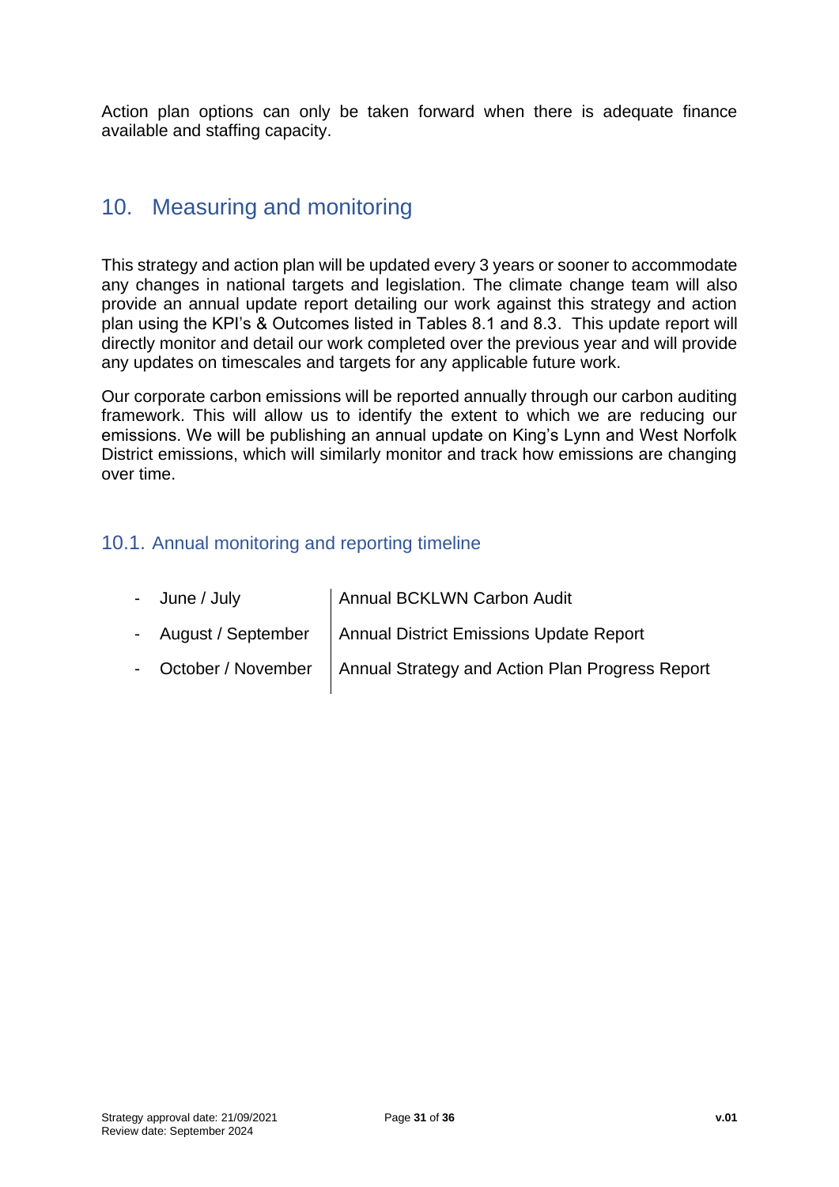Action plan options can only be taken forward when there is adequate finance available and staffing capacity.

## 10. Measuring and monitoring

This strategy and action plan will be updated every 3 years or sooner to accommodate any changes in national targets and legislation. The climate change team will also provide an annual update report detailing our work against this strategy and action plan using the KPI's & Outcomes listed in Tables 8.1 and 8.3. This update report will directly monitor and detail our work completed over the previous year and will provide any updates on timescales and targets for any applicable future work.

Our corporate carbon emissions will be reported annually through our carbon auditing framework. This will allow us to identify the extent to which we are reducing our emissions. We will be publishing an annual update on King's Lynn and West Norfolk District emissions, which will similarly monitor and track how emissions are changing over time.

### 10.1. Annual monitoring and reporting timeline

- June / July | Annual BCKLWN Carbon Audit
- August / September | Annual District Emissions Update Report
- October / November | Annual Strategy and Action Plan Progress Report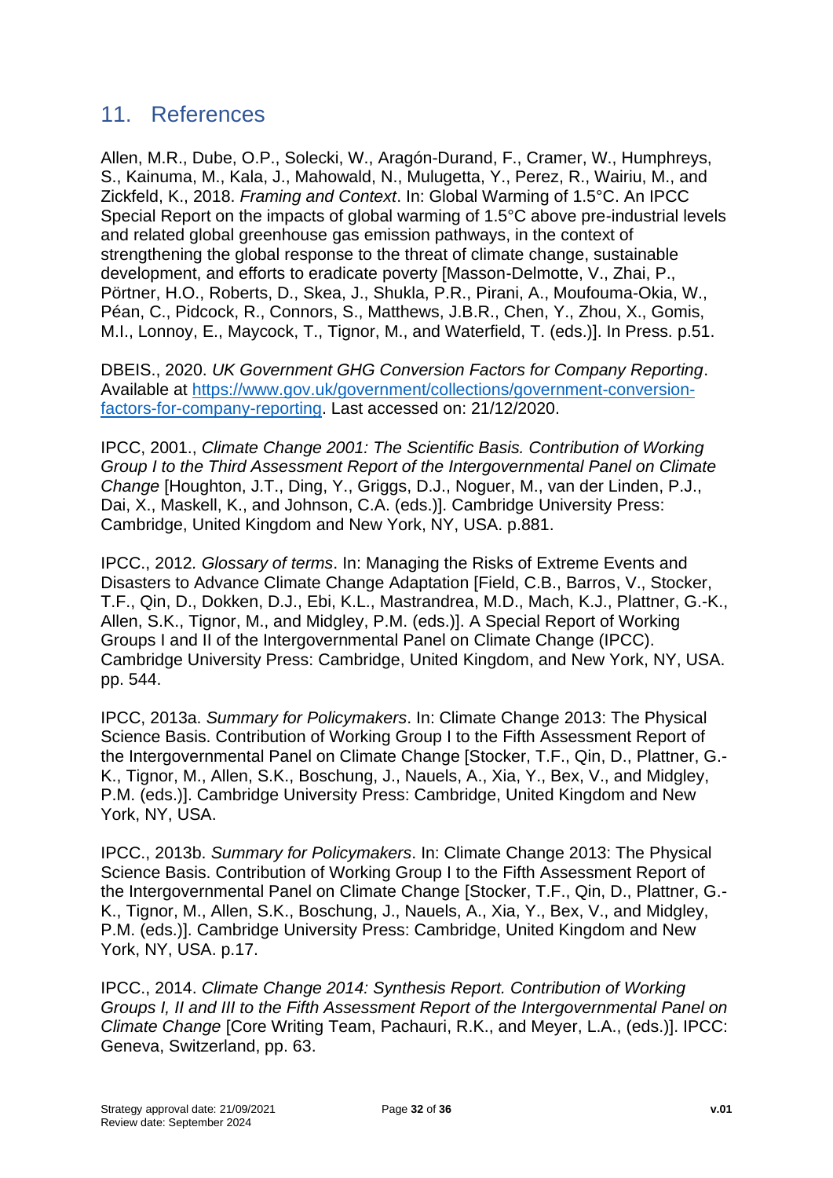## 11. References

Allen, M.R., Dube, O.P., Solecki, W., Aragón-Durand, F., Cramer, W., Humphreys, S., Kainuma, M., Kala, J., Mahowald, N., Mulugetta, Y., Perez, R., Wairiu, M., and Zickfeld, K., 2018. *Framing and Context*. In: Global Warming of 1.5°C. An IPCC Special Report on the impacts of global warming of 1.5°C above pre-industrial levels and related global greenhouse gas emission pathways, in the context of strengthening the global response to the threat of climate change, sustainable development, and efforts to eradicate poverty [Masson-Delmotte, V., Zhai, P., Pörtner, H.O., Roberts, D., Skea, J., Shukla, P.R., Pirani, A., Moufouma-Okia, W., Péan, C., Pidcock, R., Connors, S., Matthews, J.B.R., Chen, Y., Zhou, X., Gomis, M.I., Lonnoy, E., Maycock, T., Tignor, M., and Waterfield, T. (eds.)]. In Press. p.51.

DBEIS., 2020. *UK Government GHG Conversion Factors for Company Reporting*. Available at [https://www.gov.uk/government/collections/government-conversion-factors-for-company-reporting](https://www.gov.uk/government/collections/government-conversion-factors-for-company-reporting). Last accessed on: 21/12/2020.

IPCC, 2001., *Climate Change 2001: The Scientific Basis. Contribution of Working Group I to the Third Assessment Report of the Intergovernmental Panel on Climate Change* [Houghton, J.T., Ding, Y., Griggs, D.J., Noguer, M., van der Linden, P.J., Dai, X., Maskell, K., and Johnson, C.A. (eds.)]. Cambridge University Press: Cambridge, United Kingdom and New York, NY, USA. p.881.

IPCC., 2012. *Glossary of terms*. In: Managing the Risks of Extreme Events and Disasters to Advance Climate Change Adaptation [Field, C.B., Barros, V., Stocker, T.F., Qin, D., Dokken, D.J., Ebi, K.L., Mastrandrea, M.D., Mach, K.J., Plattner, G.-K., Allen, S.K., Tignor, M., and Midgley, P.M. (eds.)]. A Special Report of Working Groups I and II of the Intergovernmental Panel on Climate Change (IPCC). Cambridge University Press: Cambridge, United Kingdom, and New York, NY, USA. pp. 544.

IPCC, 2013a. *Summary for Policymakers*. In: Climate Change 2013: The Physical Science Basis. Contribution of Working Group I to the Fifth Assessment Report of the Intergovernmental Panel on Climate Change [Stocker, T.F., Qin, D., Plattner, G.-K., Tignor, M., Allen, S.K., Boschung, J., Nauels, A., Xia, Y., Bex, V., and Midgley, P.M. (eds.)]. Cambridge University Press: Cambridge, United Kingdom and New York, NY, USA.

IPCC., 2013b. *Summary for Policymakers*. In: Climate Change 2013: The Physical Science Basis. Contribution of Working Group I to the Fifth Assessment Report of the Intergovernmental Panel on Climate Change [Stocker, T.F., Qin, D., Plattner, G.-K., Tignor, M., Allen, S.K., Boschung, J., Nauels, A., Xia, Y., Bex, V., and Midgley, P.M. (eds.)]. Cambridge University Press: Cambridge, United Kingdom and New York, NY, USA. p.17.

IPCC., 2014. *Climate Change 2014: Synthesis Report. Contribution of Working Groups I, II and III to the Fifth Assessment Report of the Intergovernmental Panel on Climate Change* [Core Writing Team, Pachauri, R.K., and Meyer, L.A., (eds.)]. IPCC: Geneva, Switzerland, pp. 63.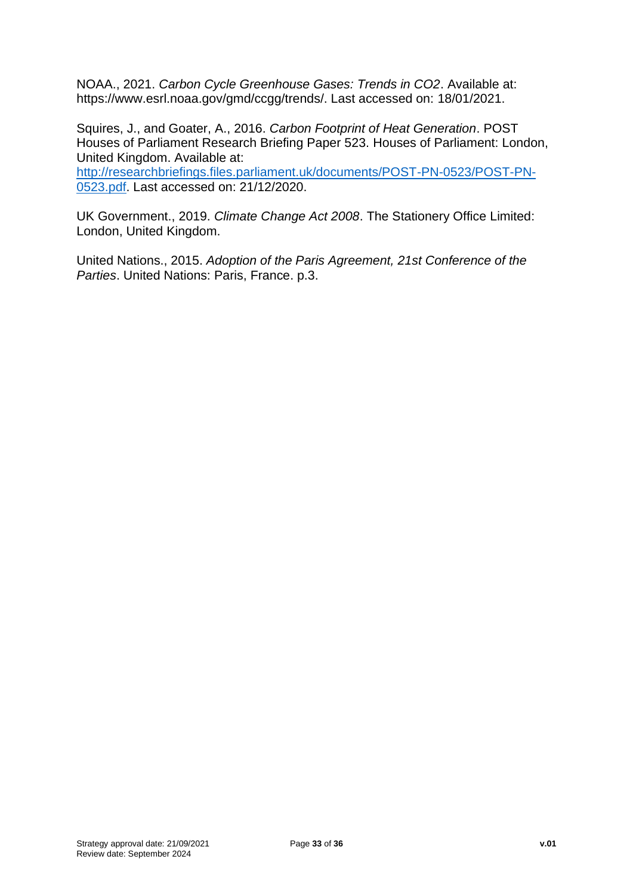NOAA., 2021. *Carbon Cycle Greenhouse Gases: Trends in CO2*. Available at: https://www.esrl.noaa.gov/gmd/ccgg/trends/. Last accessed on: 18/01/2021.

Squires, J., and Goater, A., 2016. *Carbon Footprint of Heat Generation*. POST Houses of Parliament Research Briefing Paper 523. Houses of Parliament: London, United Kingdom. Available at: [http://researchbriefings.files.parliament.uk/documents/POST-PN-0523/POST-PN-0523.pdf](http://researchbriefings.files.parliament.uk/documents/POST-PN-0523/POST-PN-0523.pdf). Last accessed on: 21/12/2020.

UK Government., 2019. *Climate Change Act 2008*. The Stationery Office Limited: London, United Kingdom.

United Nations., 2015. *Adoption of the Paris Agreement, 21st Conference of the Parties*. United Nations: Paris, France. p.3.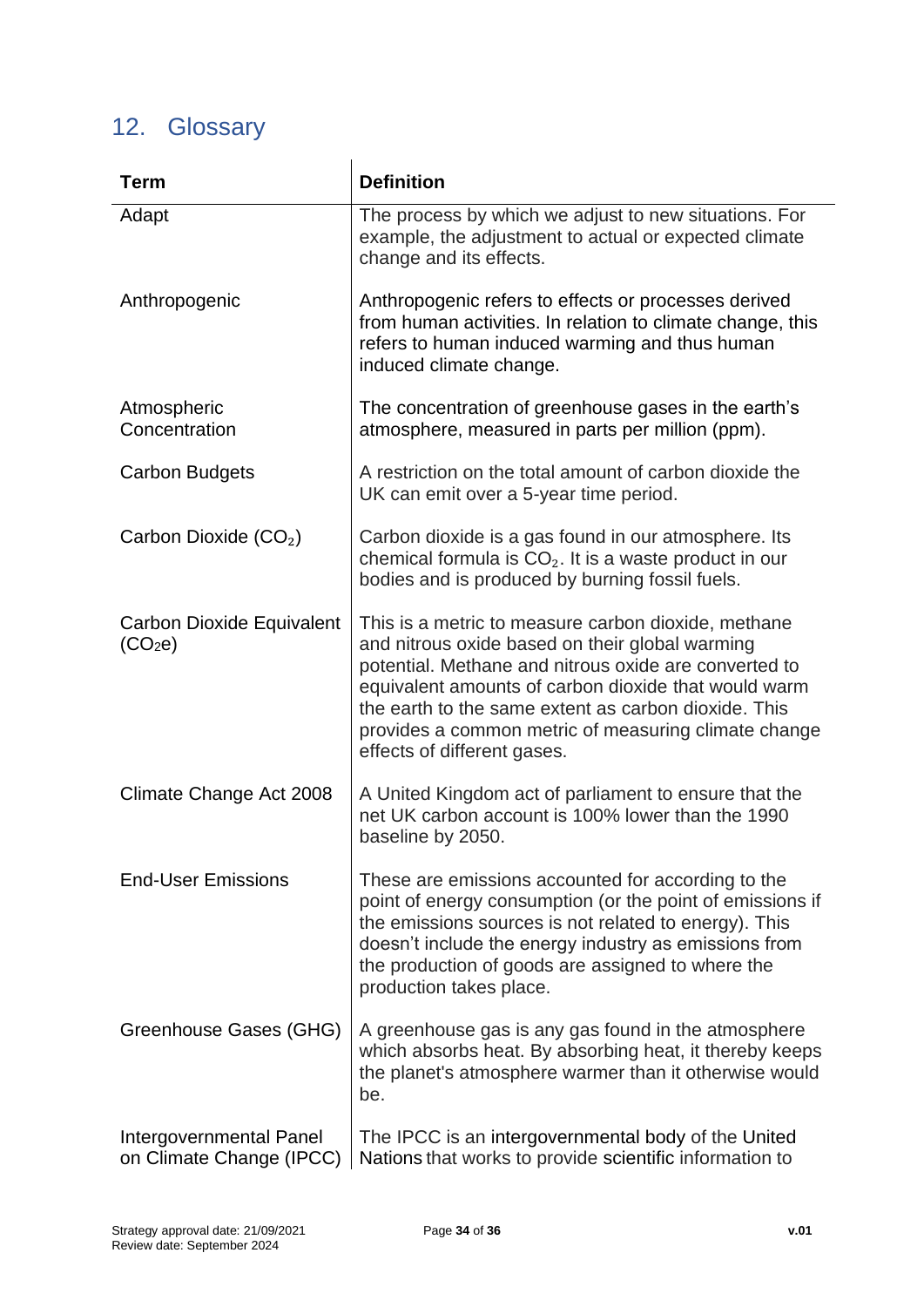## 12. Glossary

| Term | Definition |
|---|---|
| Adapt | The process by which we adjust to new situations. For example, the adjustment to actual or expected climate change and its effects. |
| Anthropogenic | Anthropogenic refers to effects or processes derived from human activities. In relation to climate change, this refers to human induced warming and thus human induced climate change. |
| Atmospheric Concentration | The concentration of greenhouse gases in the earth's atmosphere, measured in parts per million (ppm). |
| Carbon Budgets | A restriction on the total amount of carbon dioxide the UK can emit over a 5-year time period. |
| Carbon Dioxide ($CO_2$) | Carbon dioxide is a gas found in our atmosphere. Its chemical formula is $CO_2$. It is a waste product in our bodies and is produced by burning fossil fuels. |
| Carbon Dioxide Equivalent ($CO_2e$) | This is a metric to measure carbon dioxide, methane and nitrous oxide based on their global warming potential. Methane and nitrous oxide are converted to equivalent amounts of carbon dioxide that would warm the earth to the same extent as carbon dioxide. This provides a common metric of measuring climate change effects of different gases. |
| Climate Change Act 2008 | A United Kingdom act of parliament to ensure that the net UK carbon account is 100% lower than the 1990 baseline by 2050. |
| End-User Emissions | These are emissions accounted for according to the point of energy consumption (or the point of emissions if the emissions sources is not related to energy). This doesn't include the energy industry as emissions from the production of goods are assigned to where the production takes place. |
| Greenhouse Gases (GHG) | A greenhouse gas is any gas found in the atmosphere which absorbs heat. By absorbing heat, it thereby keeps the planet's atmosphere warmer than it otherwise would be. |
| Intergovernmental Panel on Climate Change (IPCC) | The IPCC is an intergovernmental body of the United Nations that works to provide scientific information to |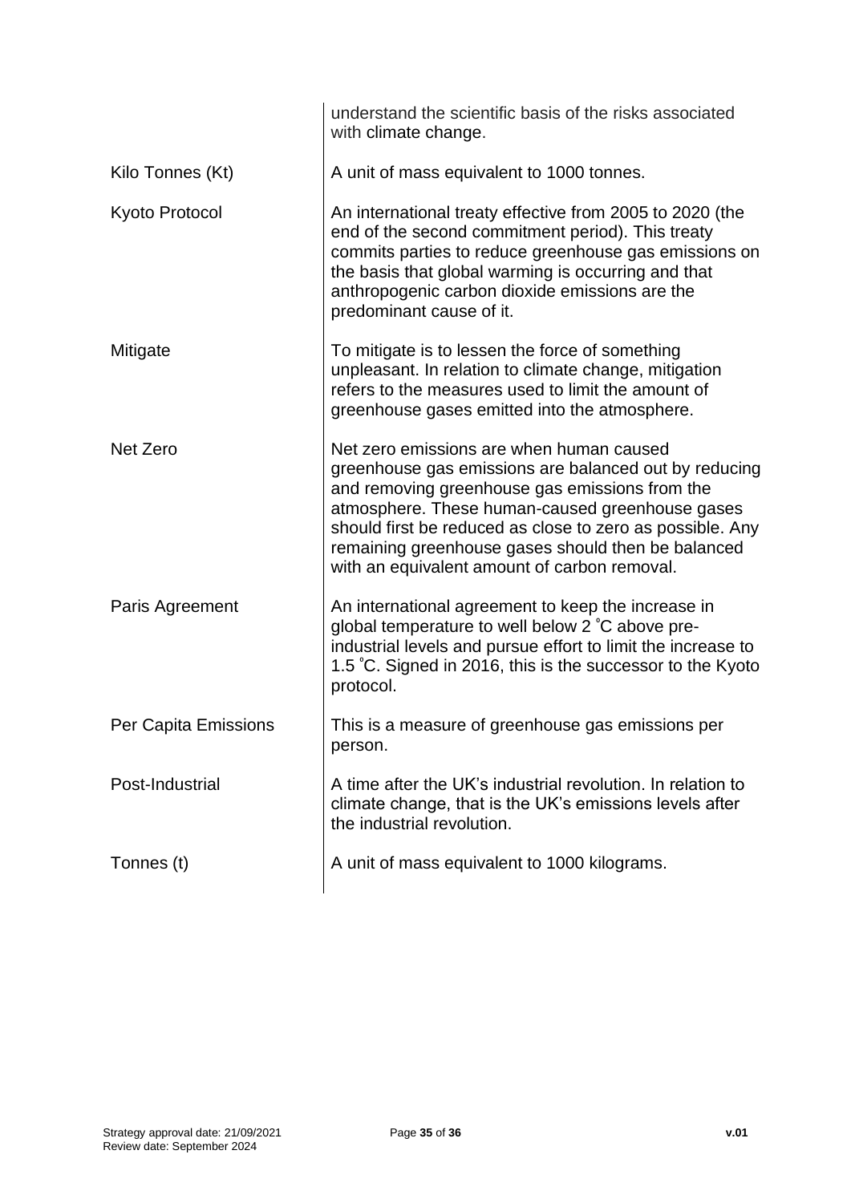| | |
|---|---|
| | understand the scientific basis of the risks associated with climate change. |
| Kilo Tonnes (Kt) | A unit of mass equivalent to 1000 tonnes. |
| Kyoto Protocol | An international treaty effective from 2005 to 2020 (the end of the second commitment period). This treaty commits parties to reduce greenhouse gas emissions on the basis that global warming is occurring and that anthropogenic carbon dioxide emissions are the predominant cause of it. |
| Mitigate | To mitigate is to lessen the force of something unpleasant. In relation to climate change, mitigation refers to the measures used to limit the amount of greenhouse gases emitted into the atmosphere. |
| Net Zero | Net zero emissions are when human caused greenhouse gas emissions are balanced out by reducing and removing greenhouse gas emissions from the atmosphere. These human-caused greenhouse gases should first be reduced as close to zero as possible. Any remaining greenhouse gases should then be balanced with an equivalent amount of carbon removal. |
| Paris Agreement | An international agreement to keep the increase in global temperature to well below 2 ˚C above pre-industrial levels and pursue effort to limit the increase to 1.5 ˚C. Signed in 2016, this is the successor to the Kyoto protocol. |
| Per Capita Emissions | This is a measure of greenhouse gas emissions per person. |
| Post-Industrial | A time after the UK's industrial revolution. In relation to climate change, that is the UK's emissions levels after the industrial revolution. |
| Tonnes (t) | A unit of mass equivalent to 1000 kilograms. |

Strategy approval date: 21/09/2021
Review date: September 2024

v.01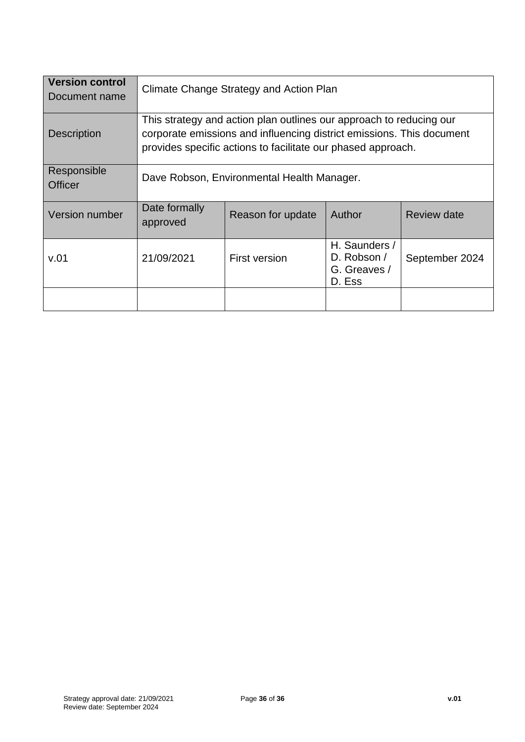| **Version control** Document name | Climate Change Strategy and Action Plan | | | |
|---|---|---|---|---|
| Description | This strategy and action plan outlines our approach to reducing our corporate emissions and influencing district emissions. This document provides specific actions to facilitate our phased approach. | | | |
| Responsible Officer | Dave Robson, Environmental Health Manager. | | | |
| Version number | Date formally approved | Reason for update | Author | Review date |
| v.01 | 21/09/2021 | First version | H. Saunders / D. Robson / G. Greaves / D. Ess | September 2024 |
| | | | | |